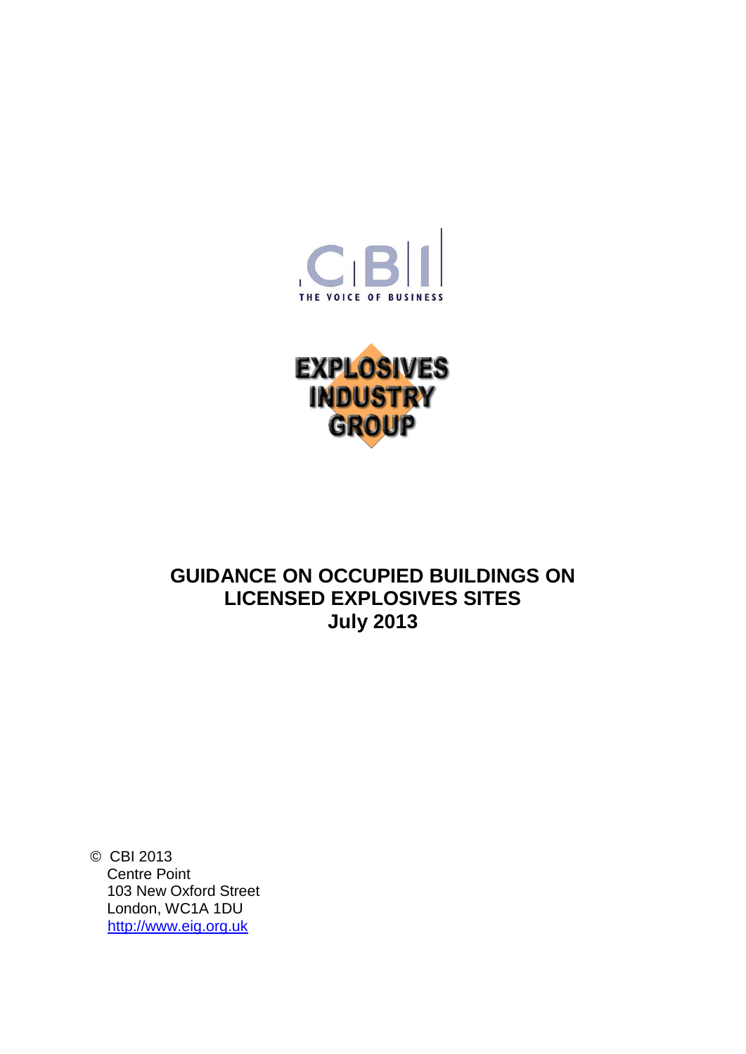CBI

THE VOICE OF BUSINESS

EXPLOSIVES INDUSTRY GROUP

# GUIDANCE ON OCCUPIED BUILDINGS ON LICENSED EXPLOSIVES SITES
# July 2013

© CBI 2013
Centre Point
103 New Oxford Street
London, WC1A 1DU
http://www.eig.org.uk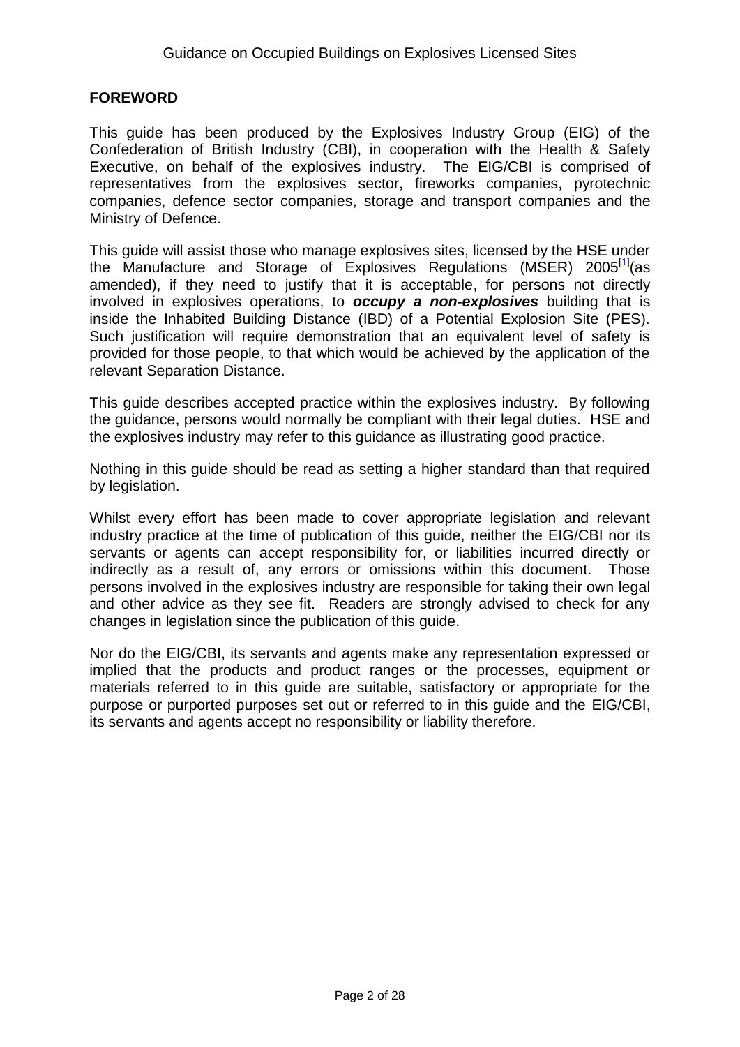## FOREWORD

This guide has been produced by the Explosives Industry Group (EIG) of the Confederation of British Industry (CBI), in cooperation with the Health & Safety Executive, on behalf of the explosives industry. The EIG/CBI is comprised of representatives from the explosives sector, fireworks companies, pyrotechnic companies, defence sector companies, storage and transport companies and the Ministry of Defence.

This guide will assist those who manage explosives sites, licensed by the HSE under the Manufacture and Storage of Explosives Regulations (MSER) 2005[1](as amended), if they need to justify that it is acceptable, for persons not directly involved in explosives operations, to ***occupy a non-explosives*** building that is inside the Inhabited Building Distance (IBD) of a Potential Explosion Site (PES). Such justification will require demonstration that an equivalent level of safety is provided for those people, to that which would be achieved by the application of the relevant Separation Distance.

This guide describes accepted practice within the explosives industry. By following the guidance, persons would normally be compliant with their legal duties. HSE and the explosives industry may refer to this guidance as illustrating good practice.

Nothing in this guide should be read as setting a higher standard than that required by legislation.

Whilst every effort has been made to cover appropriate legislation and relevant industry practice at the time of publication of this guide, neither the EIG/CBI nor its servants or agents can accept responsibility for, or liabilities incurred directly or indirectly as a result of, any errors or omissions within this document. Those persons involved in the explosives industry are responsible for taking their own legal and other advice as they see fit. Readers are strongly advised to check for any changes in legislation since the publication of this guide.

Nor do the EIG/CBI, its servants and agents make any representation expressed or implied that the products and product ranges or the processes, equipment or materials referred to in this guide are suitable, satisfactory or appropriate for the purpose or purported purposes set out or referred to in this guide and the EIG/CBI, its servants and agents accept no responsibility or liability therefore.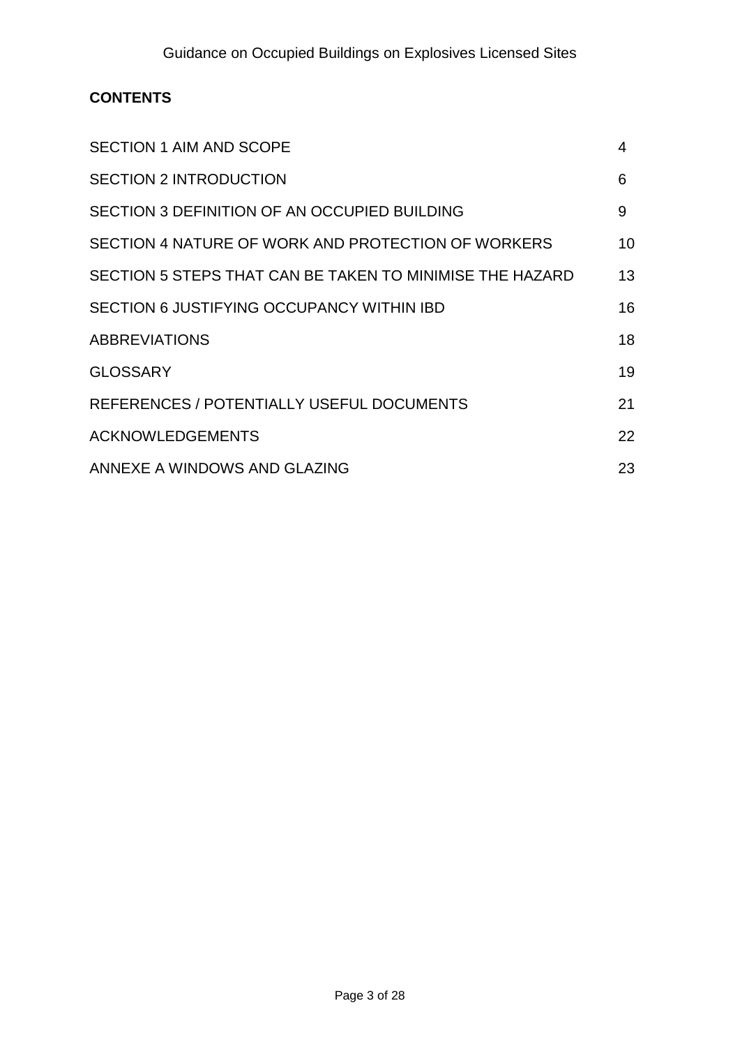**CONTENTS**

| | |
|---|---|
| SECTION 1 AIM AND SCOPE | 4 |
| SECTION 2 INTRODUCTION | 6 |
| SECTION 3 DEFINITION OF AN OCCUPIED BUILDING | 9 |
| SECTION 4 NATURE OF WORK AND PROTECTION OF WORKERS | 10 |
| SECTION 5 STEPS THAT CAN BE TAKEN TO MINIMISE THE HAZARD | 13 |
| SECTION 6 JUSTIFYING OCCUPANCY WITHIN IBD | 16 |
| ABBREVIATIONS | 18 |
| GLOSSARY | 19 |
| REFERENCES / POTENTIALLY USEFUL DOCUMENTS | 21 |
| ACKNOWLEDGEMENTS | 22 |
| ANNEXE A WINDOWS AND GLAZING | 23 |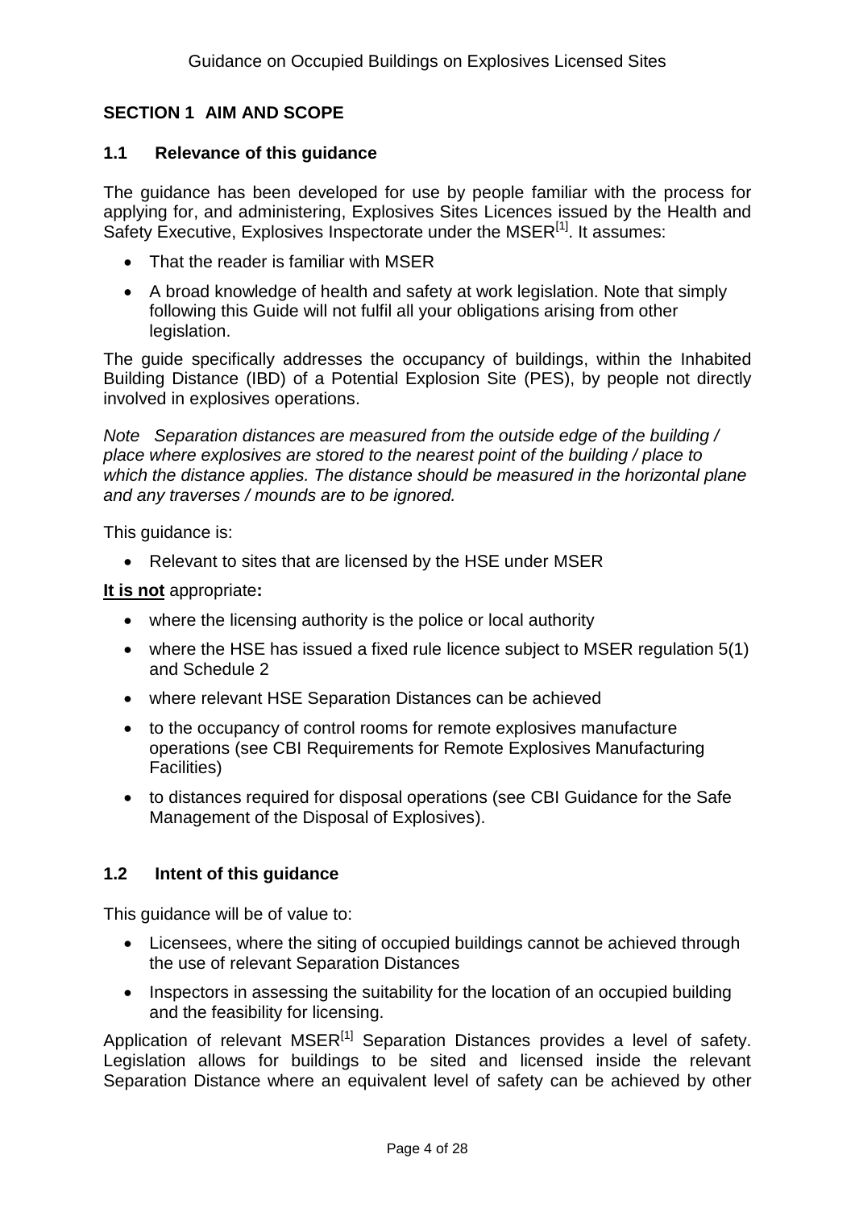## SECTION 1 AIM AND SCOPE

### 1.1 Relevance of this guidance

The guidance has been developed for use by people familiar with the process for applying for, and administering, Explosives Sites Licences issued by the Health and Safety Executive, Explosives Inspectorate under the MSER[1]. It assumes:

- That the reader is familiar with MSER
- A broad knowledge of health and safety at work legislation. Note that simply following this Guide will not fulfil all your obligations arising from other legislation.

The guide specifically addresses the occupancy of buildings, within the Inhabited Building Distance (IBD) of a Potential Explosion Site (PES), by people not directly involved in explosives operations.

*Note Separation distances are measured from the outside edge of the building / place where explosives are stored to the nearest point of the building / place to which the distance applies. The distance should be measured in the horizontal plane and any traverses / mounds are to be ignored.*

This guidance is:

- Relevant to sites that are licensed by the HSE under MSER

**It is not** appropriate**:**

- where the licensing authority is the police or local authority
- where the HSE has issued a fixed rule licence subject to MSER regulation 5(1) and Schedule 2
- where relevant HSE Separation Distances can be achieved
- to the occupancy of control rooms for remote explosives manufacture operations (see CBI Requirements for Remote Explosives Manufacturing Facilities)
- to distances required for disposal operations (see CBI Guidance for the Safe Management of the Disposal of Explosives).

### 1.2 Intent of this guidance

This guidance will be of value to:

- Licensees, where the siting of occupied buildings cannot be achieved through the use of relevant Separation Distances
- Inspectors in assessing the suitability for the location of an occupied building and the feasibility for licensing.

Application of relevant MSER[1] Separation Distances provides a level of safety. Legislation allows for buildings to be sited and licensed inside the relevant Separation Distance where an equivalent level of safety can be achieved by other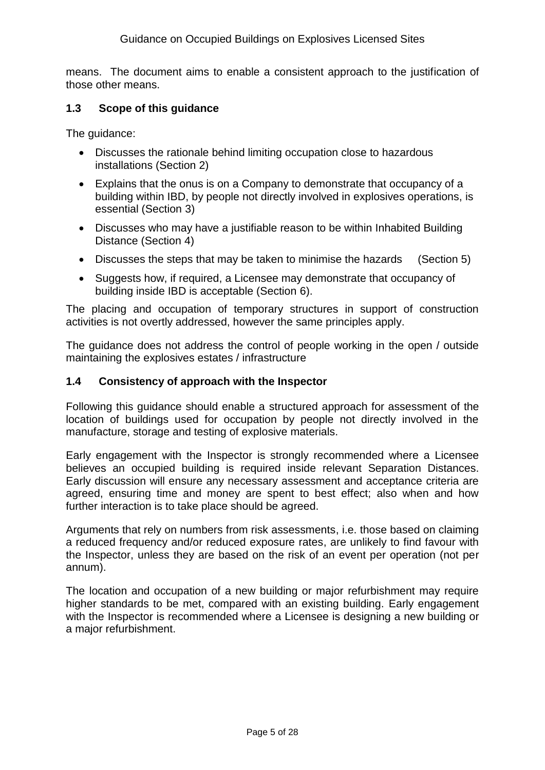means. The document aims to enable a consistent approach to the justification of those other means.

### 1.3 Scope of this guidance

The guidance:

- Discusses the rationale behind limiting occupation close to hazardous installations (Section 2)
- Explains that the onus is on a Company to demonstrate that occupancy of a building within IBD, by people not directly involved in explosives operations, is essential (Section 3)
- Discusses who may have a justifiable reason to be within Inhabited Building Distance (Section 4)
- Discusses the steps that may be taken to minimise the hazards (Section 5)
- Suggests how, if required, a Licensee may demonstrate that occupancy of building inside IBD is acceptable (Section 6).

The placing and occupation of temporary structures in support of construction activities is not overtly addressed, however the same principles apply.

The guidance does not address the control of people working in the open / outside maintaining the explosives estates / infrastructure

### 1.4 Consistency of approach with the Inspector

Following this guidance should enable a structured approach for assessment of the location of buildings used for occupation by people not directly involved in the manufacture, storage and testing of explosive materials.

Early engagement with the Inspector is strongly recommended where a Licensee believes an occupied building is required inside relevant Separation Distances. Early discussion will ensure any necessary assessment and acceptance criteria are agreed, ensuring time and money are spent to best effect; also when and how further interaction is to take place should be agreed.

Arguments that rely on numbers from risk assessments, i.e. those based on claiming a reduced frequency and/or reduced exposure rates, are unlikely to find favour with the Inspector, unless they are based on the risk of an event per operation (not per annum).

The location and occupation of a new building or major refurbishment may require higher standards to be met, compared with an existing building. Early engagement with the Inspector is recommended where a Licensee is designing a new building or a major refurbishment.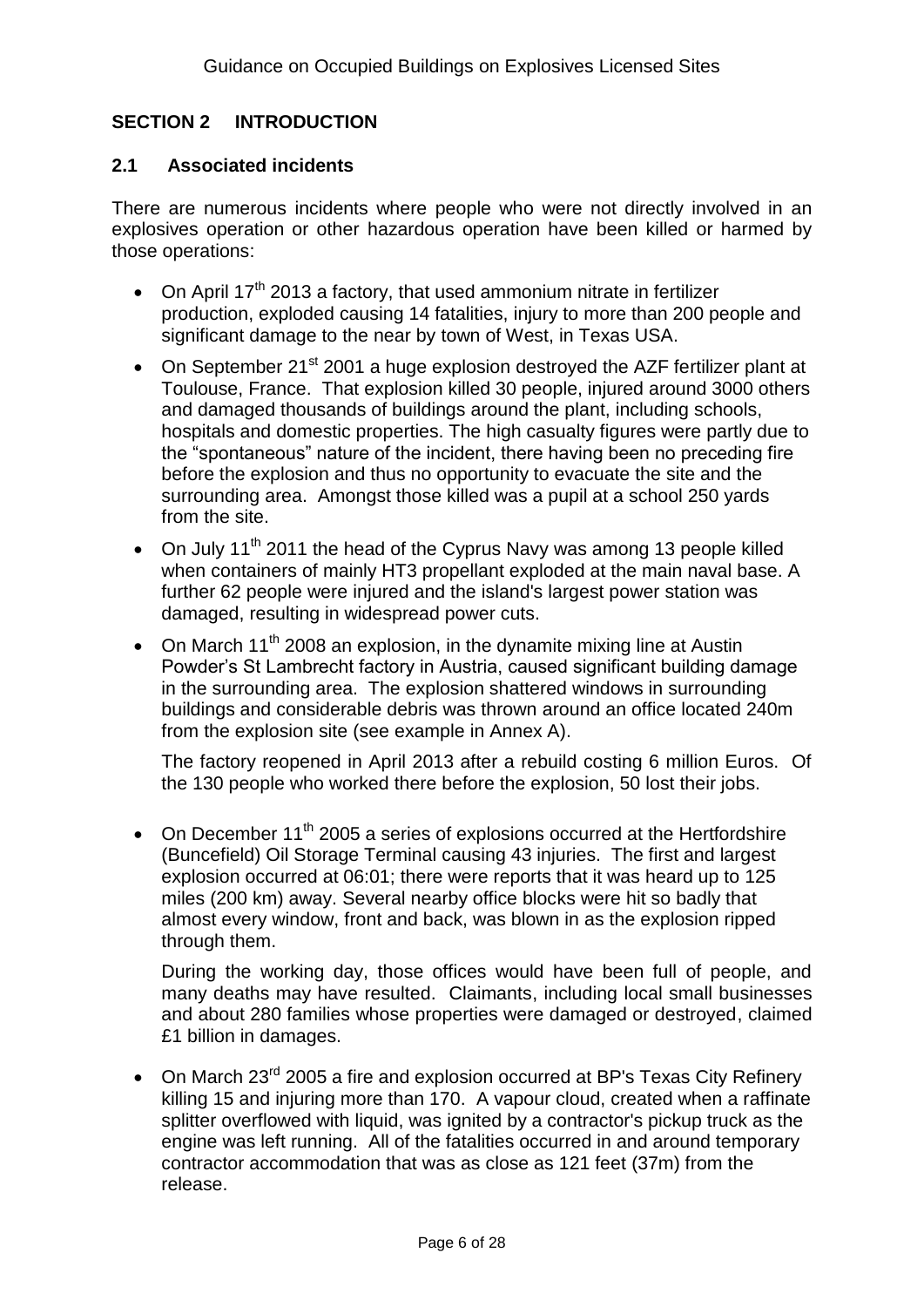## SECTION 2 INTRODUCTION

### 2.1 Associated incidents

There are numerous incidents where people who were not directly involved in an explosives operation or other hazardous operation have been killed or harmed by those operations:

- On April 17th 2013 a factory, that used ammonium nitrate in fertilizer production, exploded causing 14 fatalities, injury to more than 200 people and significant damage to the near by town of West, in Texas USA.
- On September 21st 2001 a huge explosion destroyed the AZF fertilizer plant at Toulouse, France. That explosion killed 30 people, injured around 3000 others and damaged thousands of buildings around the plant, including schools, hospitals and domestic properties. The high casualty figures were partly due to the "spontaneous" nature of the incident, there having been no preceding fire before the explosion and thus no opportunity to evacuate the site and the surrounding area. Amongst those killed was a pupil at a school 250 yards from the site.
- On July 11th 2011 the head of the Cyprus Navy was among 13 people killed when containers of mainly HT3 propellant exploded at the main naval base. A further 62 people were injured and the island's largest power station was damaged, resulting in widespread power cuts.
- On March 11th 2008 an explosion, in the dynamite mixing line at Austin Powder's St Lambrecht factory in Austria, caused significant building damage in the surrounding area. The explosion shattered windows in surrounding buildings and considerable debris was thrown around an office located 240m from the explosion site (see example in Annex A).

  The factory reopened in April 2013 after a rebuild costing 6 million Euros. Of the 130 people who worked there before the explosion, 50 lost their jobs.

- On December 11th 2005 a series of explosions occurred at the Hertfordshire (Buncefield) Oil Storage Terminal causing 43 injuries. The first and largest explosion occurred at 06:01; there were reports that it was heard up to 125 miles (200 km) away. Several nearby office blocks were hit so badly that almost every window, front and back, was blown in as the explosion ripped through them.

  During the working day, those offices would have been full of people, and many deaths may have resulted. Claimants, including local small businesses and about 280 families whose properties were damaged or destroyed, claimed £1 billion in damages.

- On March 23rd 2005 a fire and explosion occurred at BP's Texas City Refinery killing 15 and injuring more than 170. A vapour cloud, created when a raffinate splitter overflowed with liquid, was ignited by a contractor's pickup truck as the engine was left running. All of the fatalities occurred in and around temporary contractor accommodation that was as close as 121 feet (37m) from the release.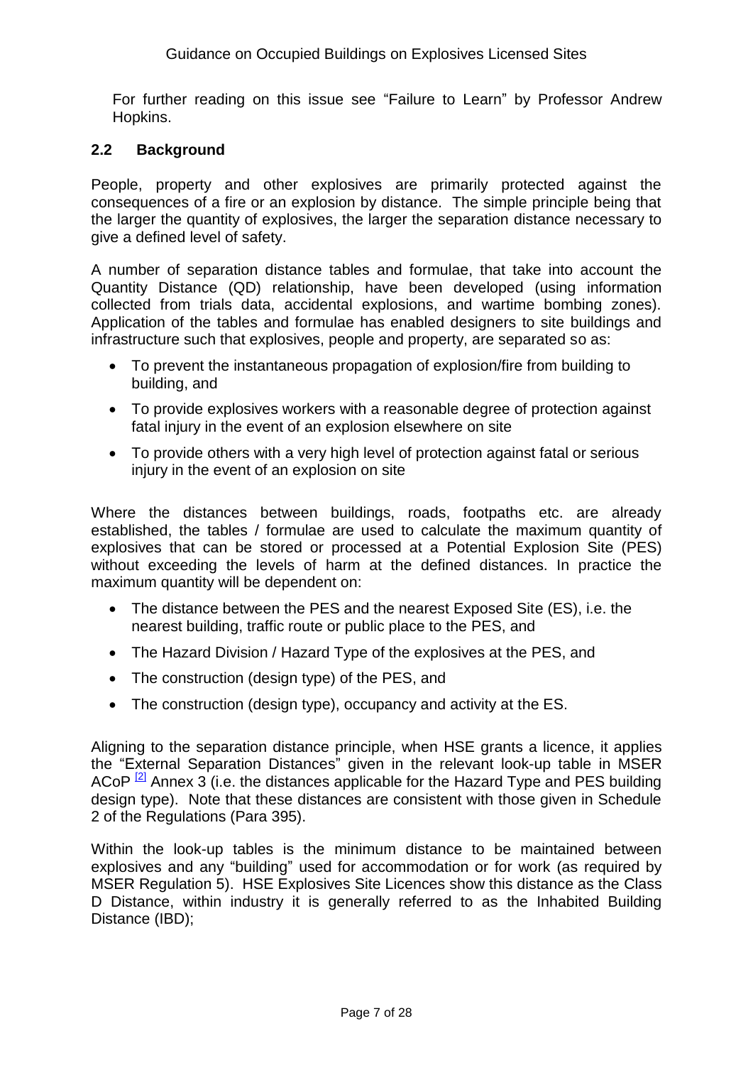For further reading on this issue see "Failure to Learn" by Professor Andrew Hopkins.

## 2.2 Background

People, property and other explosives are primarily protected against the consequences of a fire or an explosion by distance. The simple principle being that the larger the quantity of explosives, the larger the separation distance necessary to give a defined level of safety.

A number of separation distance tables and formulae, that take into account the Quantity Distance (QD) relationship, have been developed (using information collected from trials data, accidental explosions, and wartime bombing zones). Application of the tables and formulae has enabled designers to site buildings and infrastructure such that explosives, people and property, are separated so as:

- To prevent the instantaneous propagation of explosion/fire from building to building, and
- To provide explosives workers with a reasonable degree of protection against fatal injury in the event of an explosion elsewhere on site
- To provide others with a very high level of protection against fatal or serious injury in the event of an explosion on site

Where the distances between buildings, roads, footpaths etc. are already established, the tables / formulae are used to calculate the maximum quantity of explosives that can be stored or processed at a Potential Explosion Site (PES) without exceeding the levels of harm at the defined distances. In practice the maximum quantity will be dependent on:

- The distance between the PES and the nearest Exposed Site (ES), i.e. the nearest building, traffic route or public place to the PES, and
- The Hazard Division / Hazard Type of the explosives at the PES, and
- The construction (design type) of the PES, and
- The construction (design type), occupancy and activity at the ES.

Aligning to the separation distance principle, when HSE grants a licence, it applies the "External Separation Distances" given in the relevant look-up table in MSER ACoP [2] Annex 3 (i.e. the distances applicable for the Hazard Type and PES building design type). Note that these distances are consistent with those given in Schedule 2 of the Regulations (Para 395).

Within the look-up tables is the minimum distance to be maintained between explosives and any "building" used for accommodation or for work (as required by MSER Regulation 5). HSE Explosives Site Licences show this distance as the Class D Distance, within industry it is generally referred to as the Inhabited Building Distance (IBD);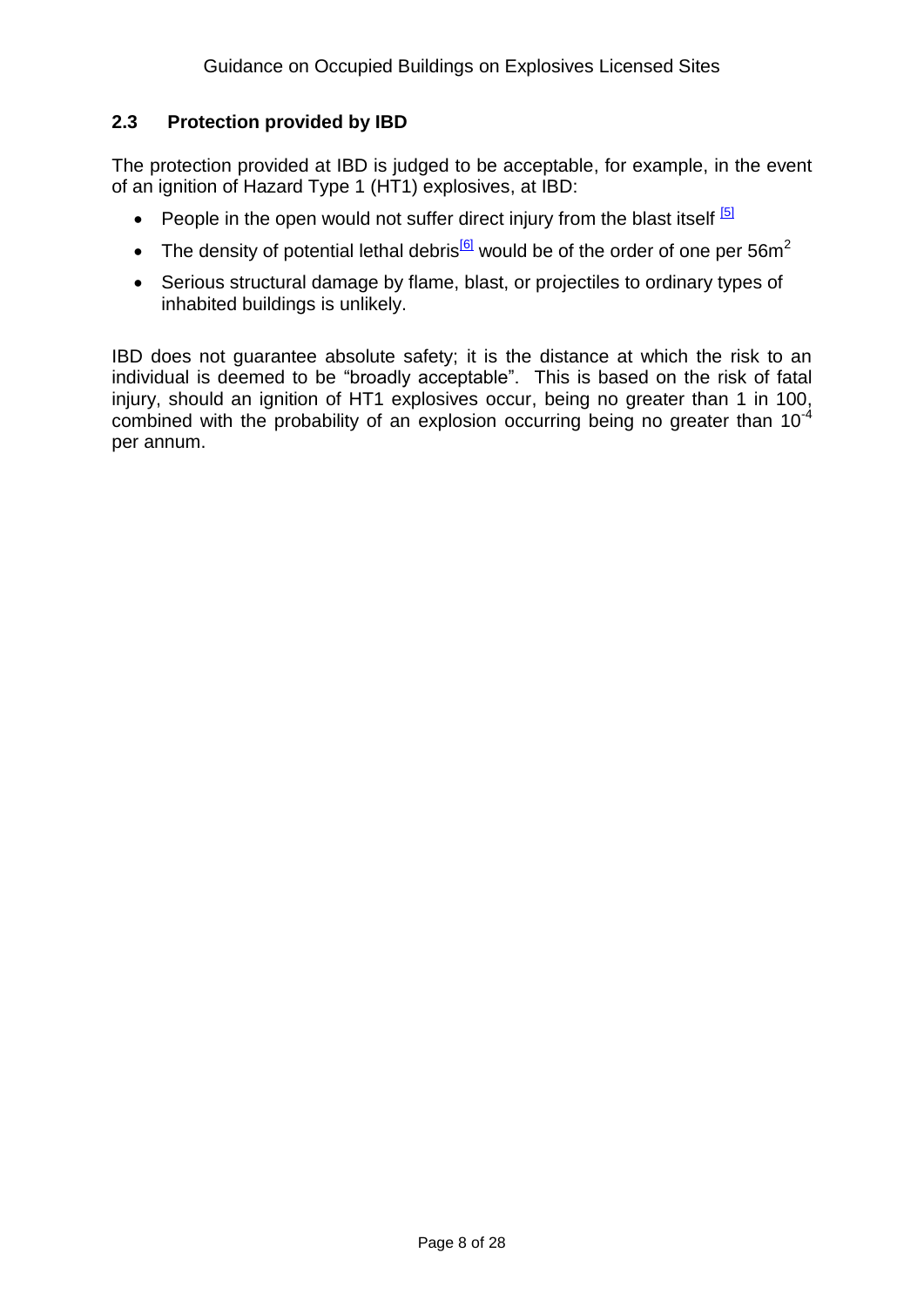## 2.3 Protection provided by IBD

The protection provided at IBD is judged to be acceptable, for example, in the event of an ignition of Hazard Type 1 (HT1) explosives, at IBD:

- People in the open would not suffer direct injury from the blast itself [5]
- The density of potential lethal debris[6] would be of the order of one per $56m^2$
- Serious structural damage by flame, blast, or projectiles to ordinary types of inhabited buildings is unlikely.

IBD does not guarantee absolute safety; it is the distance at which the risk to an individual is deemed to be "broadly acceptable". This is based on the risk of fatal injury, should an ignition of HT1 explosives occur, being no greater than 1 in 100, combined with the probability of an explosion occurring being no greater than $10^{-4}$ per annum.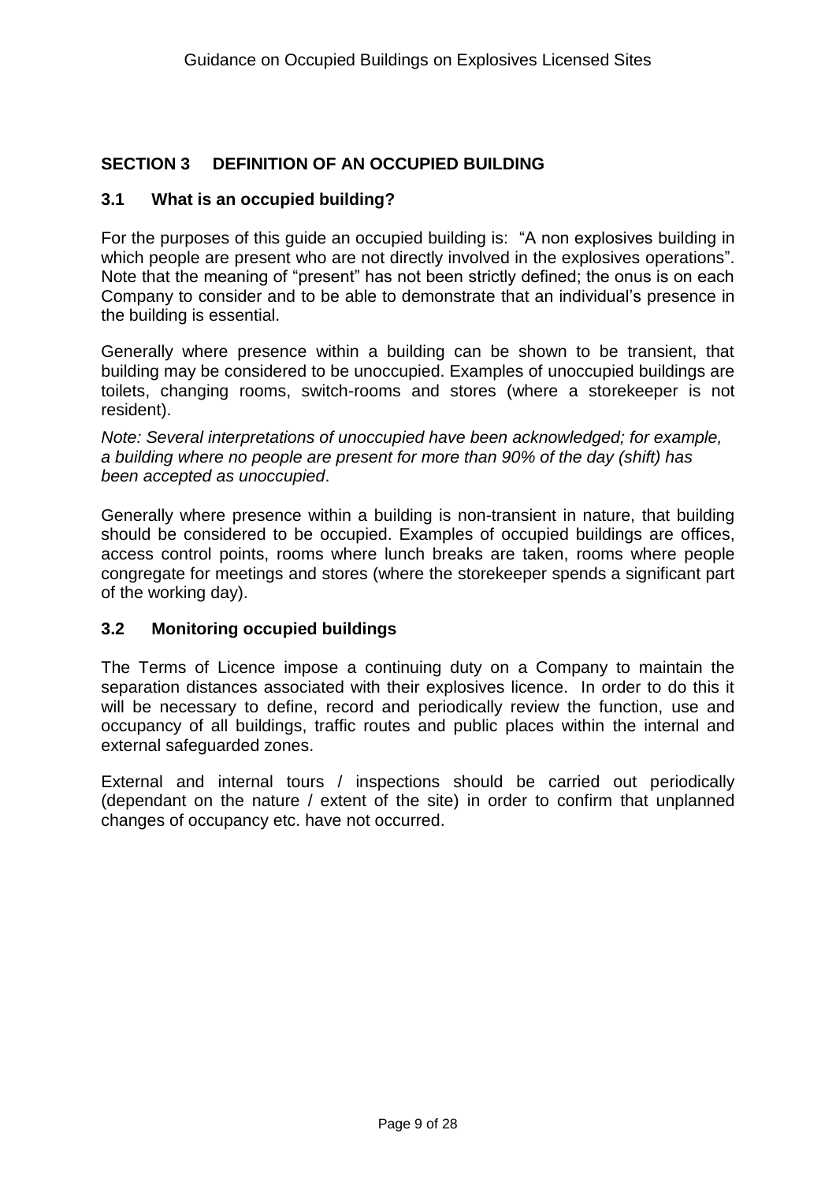## SECTION 3 DEFINITION OF AN OCCUPIED BUILDING

### 3.1 What is an occupied building?

For the purposes of this guide an occupied building is: "A non explosives building in which people are present who are not directly involved in the explosives operations". Note that the meaning of "present" has not been strictly defined; the onus is on each Company to consider and to be able to demonstrate that an individual's presence in the building is essential.

Generally where presence within a building can be shown to be transient, that building may be considered to be unoccupied. Examples of unoccupied buildings are toilets, changing rooms, switch-rooms and stores (where a storekeeper is not resident).

*Note: Several interpretations of unoccupied have been acknowledged; for example, a building where no people are present for more than 90% of the day (shift) has been accepted as unoccupied*.

Generally where presence within a building is non-transient in nature, that building should be considered to be occupied. Examples of occupied buildings are offices, access control points, rooms where lunch breaks are taken, rooms where people congregate for meetings and stores (where the storekeeper spends a significant part of the working day).

### 3.2 Monitoring occupied buildings

The Terms of Licence impose a continuing duty on a Company to maintain the separation distances associated with their explosives licence. In order to do this it will be necessary to define, record and periodically review the function, use and occupancy of all buildings, traffic routes and public places within the internal and external safeguarded zones.

External and internal tours / inspections should be carried out periodically (dependant on the nature / extent of the site) in order to confirm that unplanned changes of occupancy etc. have not occurred.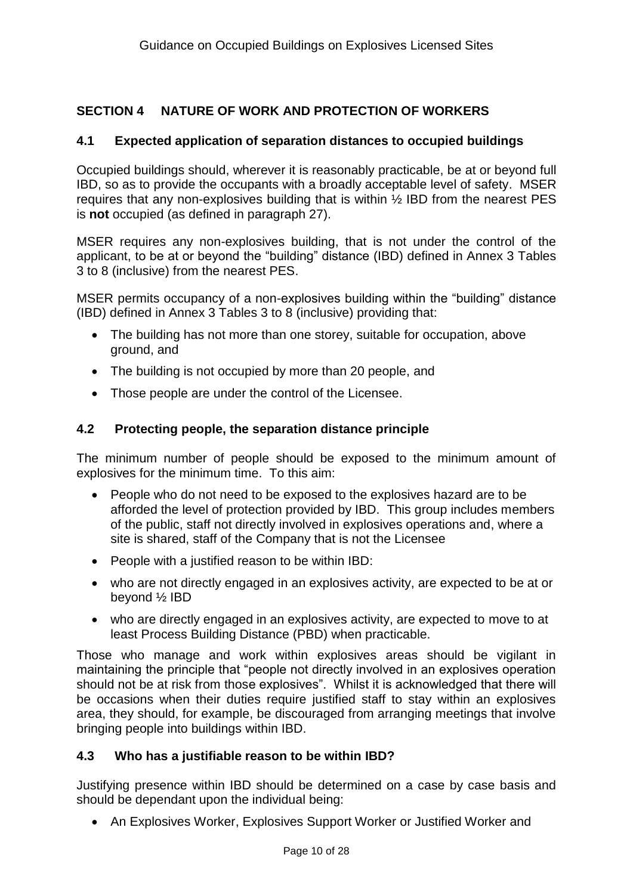## SECTION 4 NATURE OF WORK AND PROTECTION OF WORKERS

### 4.1 Expected application of separation distances to occupied buildings

Occupied buildings should, wherever it is reasonably practicable, be at or beyond full IBD, so as to provide the occupants with a broadly acceptable level of safety. MSER requires that any non-explosives building that is within ½ IBD from the nearest PES is **not** occupied (as defined in paragraph 27).

MSER requires any non-explosives building, that is not under the control of the applicant, to be at or beyond the "building" distance (IBD) defined in Annex 3 Tables 3 to 8 (inclusive) from the nearest PES.

MSER permits occupancy of a non-explosives building within the "building" distance (IBD) defined in Annex 3 Tables 3 to 8 (inclusive) providing that:

- The building has not more than one storey, suitable for occupation, above ground, and
- The building is not occupied by more than 20 people, and
- Those people are under the control of the Licensee.

### 4.2 Protecting people, the separation distance principle

The minimum number of people should be exposed to the minimum amount of explosives for the minimum time. To this aim:

- People who do not need to be exposed to the explosives hazard are to be afforded the level of protection provided by IBD. This group includes members of the public, staff not directly involved in explosives operations and, where a site is shared, staff of the Company that is not the Licensee
- People with a justified reason to be within IBD:
- who are not directly engaged in an explosives activity, are expected to be at or beyond ½ IBD
- who are directly engaged in an explosives activity, are expected to move to at least Process Building Distance (PBD) when practicable.

Those who manage and work within explosives areas should be vigilant in maintaining the principle that "people not directly involved in an explosives operation should not be at risk from those explosives". Whilst it is acknowledged that there will be occasions when their duties require justified staff to stay within an explosives area, they should, for example, be discouraged from arranging meetings that involve bringing people into buildings within IBD.

### 4.3 Who has a justifiable reason to be within IBD?

Justifying presence within IBD should be determined on a case by case basis and should be dependant upon the individual being:

- An Explosives Worker, Explosives Support Worker or Justified Worker and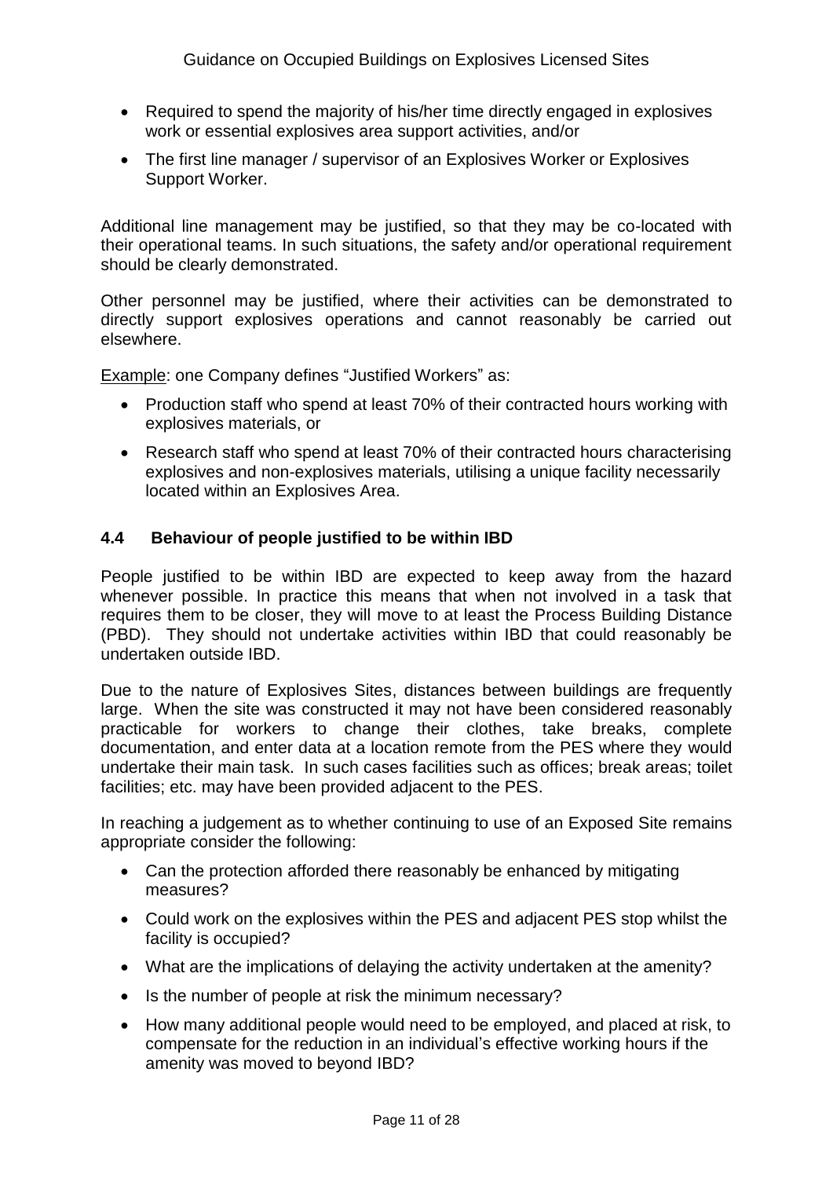- Required to spend the majority of his/her time directly engaged in explosives work or essential explosives area support activities, and/or
- The first line manager / supervisor of an Explosives Worker or Explosives Support Worker.

Additional line management may be justified, so that they may be co-located with their operational teams. In such situations, the safety and/or operational requirement should be clearly demonstrated.

Other personnel may be justified, where their activities can be demonstrated to directly support explosives operations and cannot reasonably be carried out elsewhere.

Example: one Company defines "Justified Workers" as:

- Production staff who spend at least 70% of their contracted hours working with explosives materials, or
- Research staff who spend at least 70% of their contracted hours characterising explosives and non-explosives materials, utilising a unique facility necessarily located within an Explosives Area.

### 4.4 Behaviour of people justified to be within IBD

People justified to be within IBD are expected to keep away from the hazard whenever possible. In practice this means that when not involved in a task that requires them to be closer, they will move to at least the Process Building Distance (PBD). They should not undertake activities within IBD that could reasonably be undertaken outside IBD.

Due to the nature of Explosives Sites, distances between buildings are frequently large. When the site was constructed it may not have been considered reasonably practicable for workers to change their clothes, take breaks, complete documentation, and enter data at a location remote from the PES where they would undertake their main task. In such cases facilities such as offices; break areas; toilet facilities; etc. may have been provided adjacent to the PES.

In reaching a judgement as to whether continuing to use of an Exposed Site remains appropriate consider the following:

- Can the protection afforded there reasonably be enhanced by mitigating measures?
- Could work on the explosives within the PES and adjacent PES stop whilst the facility is occupied?
- What are the implications of delaying the activity undertaken at the amenity?
- Is the number of people at risk the minimum necessary?
- How many additional people would need to be employed, and placed at risk, to compensate for the reduction in an individual's effective working hours if the amenity was moved to beyond IBD?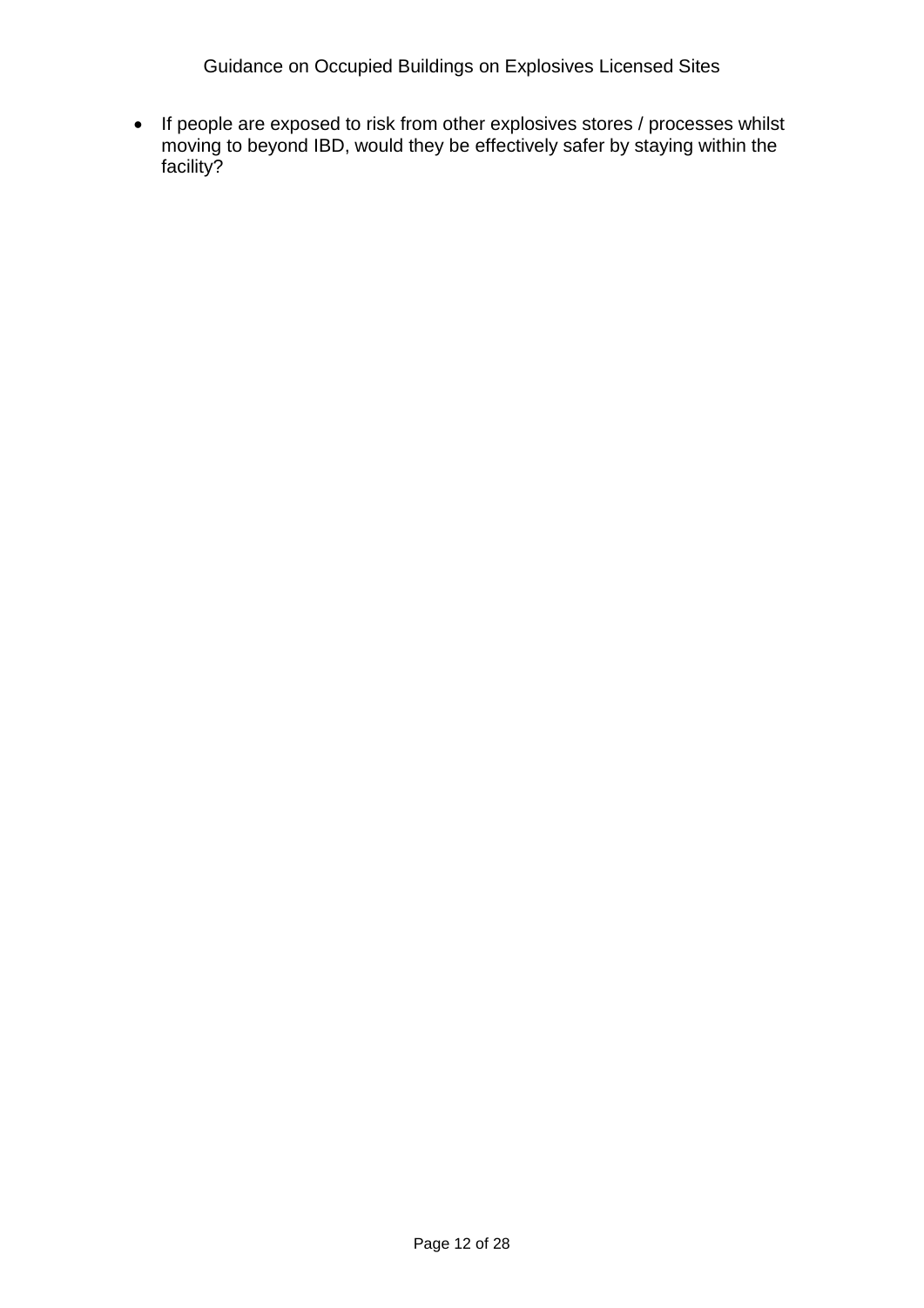- If people are exposed to risk from other explosives stores / processes whilst moving to beyond IBD, would they be effectively safer by staying within the facility?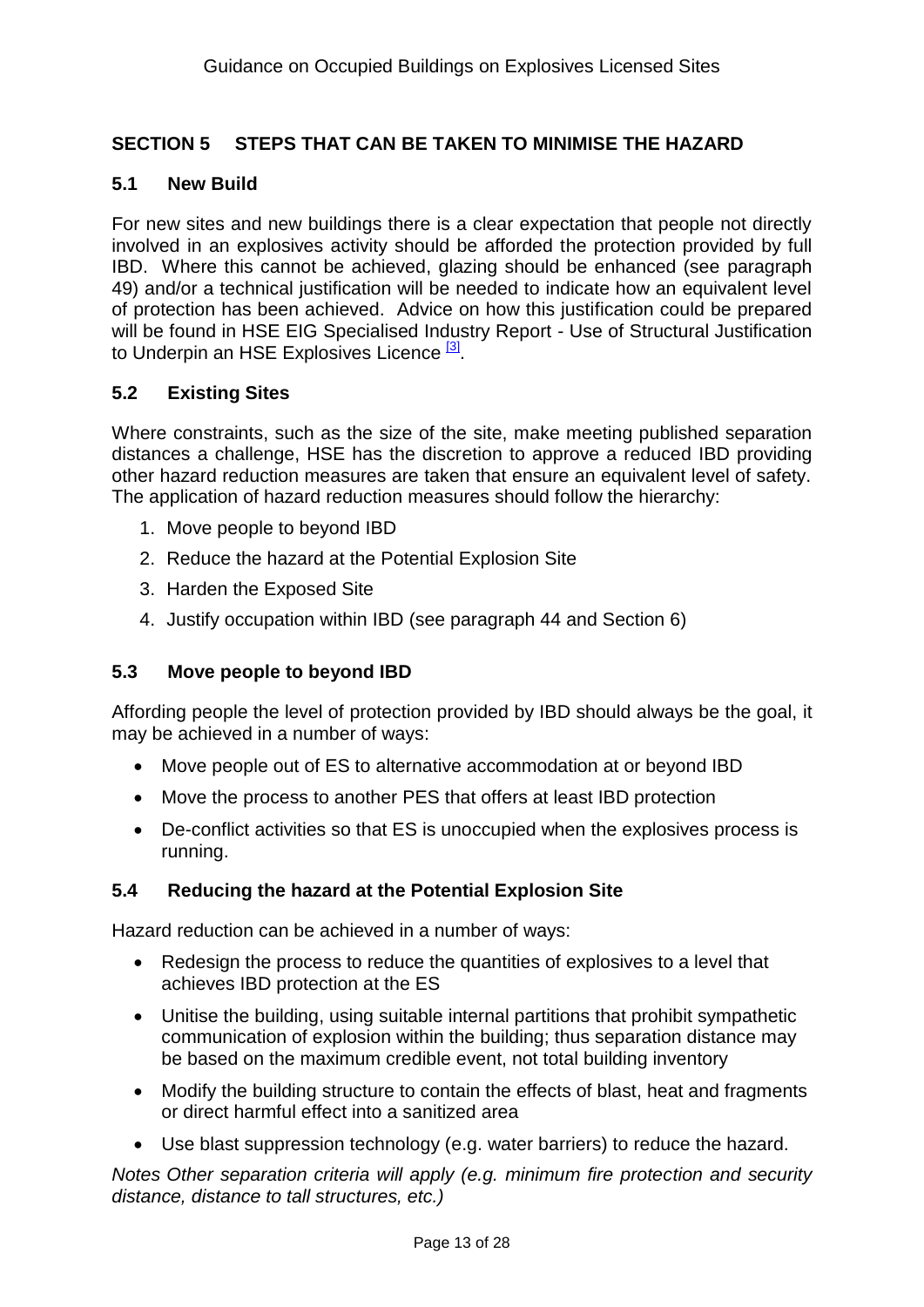## SECTION 5 STEPS THAT CAN BE TAKEN TO MINIMISE THE HAZARD

### 5.1 New Build

For new sites and new buildings there is a clear expectation that people not directly involved in an explosives activity should be afforded the protection provided by full IBD. Where this cannot be achieved, glazing should be enhanced (see paragraph 49) and/or a technical justification will be needed to indicate how an equivalent level of protection has been achieved. Advice on how this justification could be prepared will be found in HSE EIG Specialised Industry Report - Use of Structural Justification to Underpin an HSE Explosives Licence [3].

### 5.2 Existing Sites

Where constraints, such as the size of the site, make meeting published separation distances a challenge, HSE has the discretion to approve a reduced IBD providing other hazard reduction measures are taken that ensure an equivalent level of safety. The application of hazard reduction measures should follow the hierarchy:

1. Move people to beyond IBD
2. Reduce the hazard at the Potential Explosion Site
3. Harden the Exposed Site
4. Justify occupation within IBD (see paragraph 44 and Section 6)

### 5.3 Move people to beyond IBD

Affording people the level of protection provided by IBD should always be the goal, it may be achieved in a number of ways:

- Move people out of ES to alternative accommodation at or beyond IBD
- Move the process to another PES that offers at least IBD protection
- De-conflict activities so that ES is unoccupied when the explosives process is running.

### 5.4 Reducing the hazard at the Potential Explosion Site

Hazard reduction can be achieved in a number of ways:

- Redesign the process to reduce the quantities of explosives to a level that achieves IBD protection at the ES
- Unitise the building, using suitable internal partitions that prohibit sympathetic communication of explosion within the building; thus separation distance may be based on the maximum credible event, not total building inventory
- Modify the building structure to contain the effects of blast, heat and fragments or direct harmful effect into a sanitized area
- Use blast suppression technology (e.g. water barriers) to reduce the hazard.

*Notes Other separation criteria will apply (e.g. minimum fire protection and security distance, distance to tall structures, etc.)*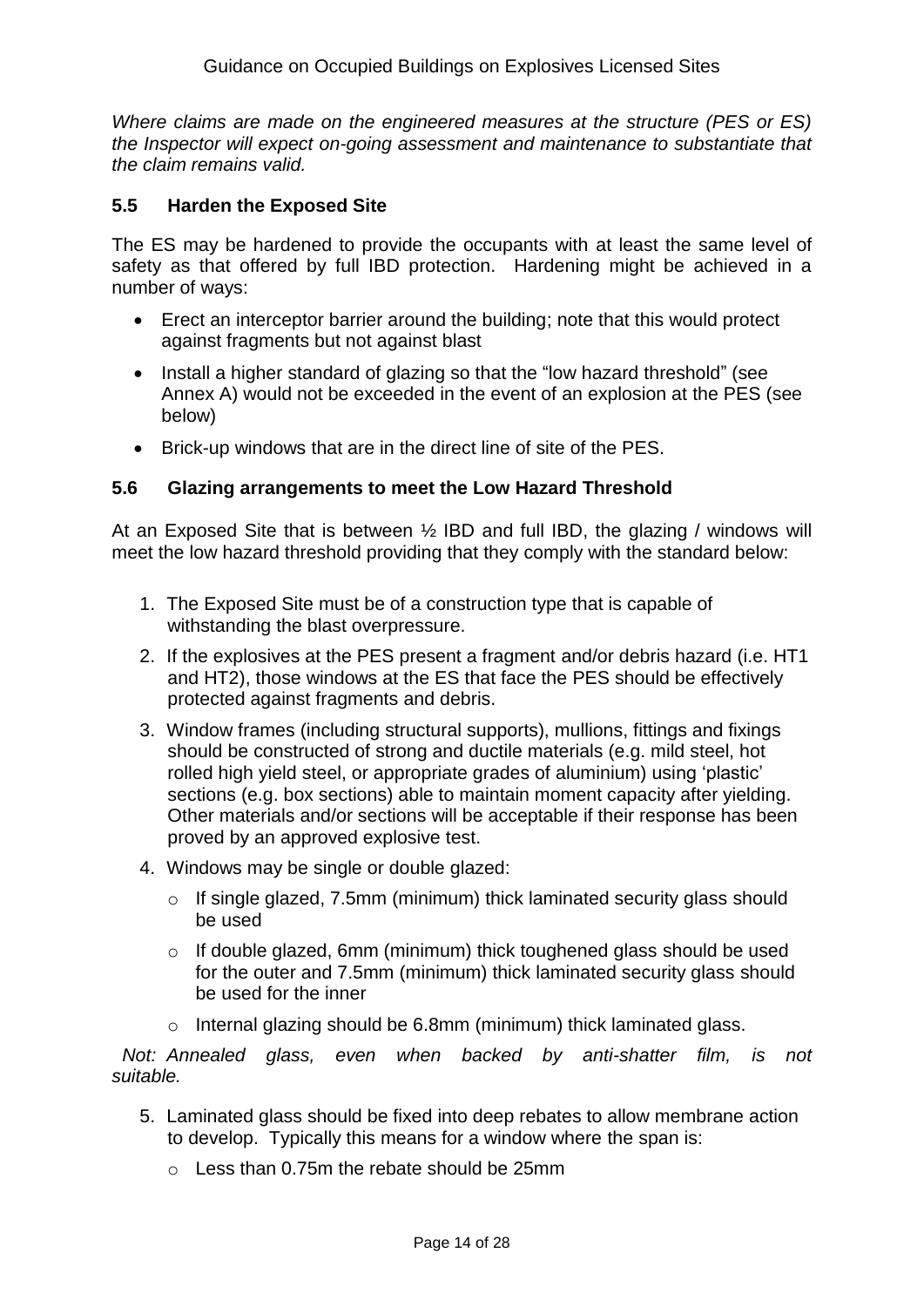*Where claims are made on the engineered measures at the structure (PES or ES) the Inspector will expect on-going assessment and maintenance to substantiate that the claim remains valid.*

## 5.5 Harden the Exposed Site

The ES may be hardened to provide the occupants with at least the same level of safety as that offered by full IBD protection. Hardening might be achieved in a number of ways:

- Erect an interceptor barrier around the building; note that this would protect against fragments but not against blast
- Install a higher standard of glazing so that the "low hazard threshold" (see Annex A) would not be exceeded in the event of an explosion at the PES (see below)
- Brick-up windows that are in the direct line of site of the PES.

## 5.6 Glazing arrangements to meet the Low Hazard Threshold

At an Exposed Site that is between ½ IBD and full IBD, the glazing / windows will meet the low hazard threshold providing that they comply with the standard below:

1. The Exposed Site must be of a construction type that is capable of withstanding the blast overpressure.
2. If the explosives at the PES present a fragment and/or debris hazard (i.e. HT1 and HT2), those windows at the ES that face the PES should be effectively protected against fragments and debris.
3. Window frames (including structural supports), mullions, fittings and fixings should be constructed of strong and ductile materials (e.g. mild steel, hot rolled high yield steel, or appropriate grades of aluminium) using 'plastic' sections (e.g. box sections) able to maintain moment capacity after yielding. Other materials and/or sections will be acceptable if their response has been proved by an approved explosive test.
4. Windows may be single or double glazed:
   - If single glazed, 7.5mm (minimum) thick laminated security glass should be used
   - If double glazed, 6mm (minimum) thick toughened glass should be used for the outer and 7.5mm (minimum) thick laminated security glass should be used for the inner
   - Internal glazing should be 6.8mm (minimum) thick laminated glass.

*Not: Annealed glass, even when backed by anti-shatter film, is not suitable.*

5. Laminated glass should be fixed into deep rebates to allow membrane action to develop. Typically this means for a window where the span is:
   - Less than 0.75m the rebate should be 25mm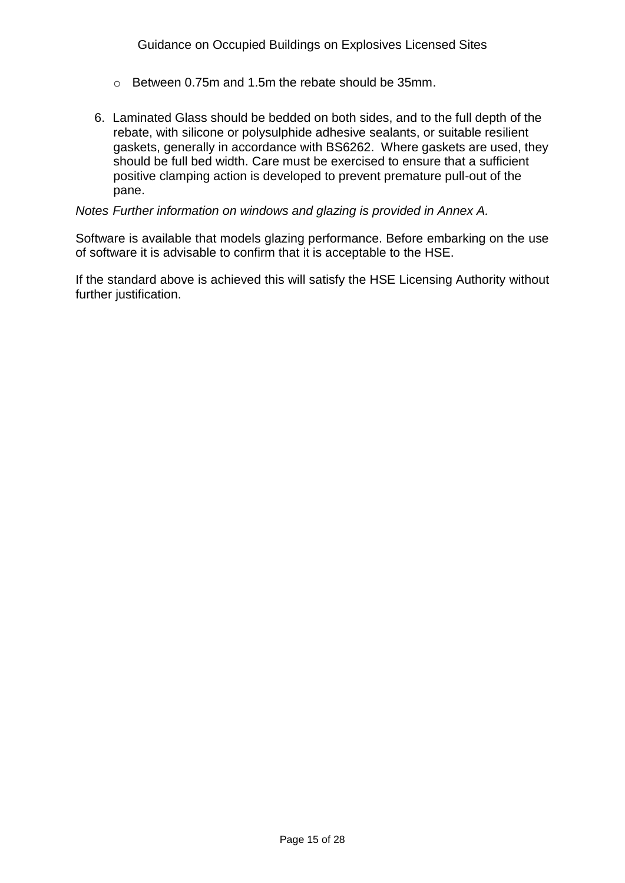- Between 0.75m and 1.5m the rebate should be 35mm.

6. Laminated Glass should be bedded on both sides, and to the full depth of the rebate, with silicone or polysulphide adhesive sealants, or suitable resilient gaskets, generally in accordance with BS6262. Where gaskets are used, they should be full bed width. Care must be exercised to ensure that a sufficient positive clamping action is developed to prevent premature pull-out of the pane.

*Notes Further information on windows and glazing is provided in Annex A.*

Software is available that models glazing performance. Before embarking on the use of software it is advisable to confirm that it is acceptable to the HSE.

If the standard above is achieved this will satisfy the HSE Licensing Authority without further justification.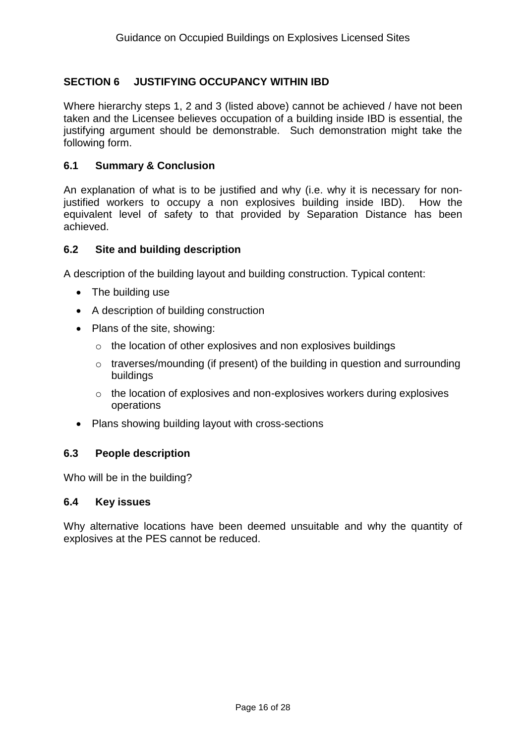## SECTION 6 JUSTIFYING OCCUPANCY WITHIN IBD

Where hierarchy steps 1, 2 and 3 (listed above) cannot be achieved / have not been taken and the Licensee believes occupation of a building inside IBD is essential, the justifying argument should be demonstrable. Such demonstration might take the following form.

### 6.1 Summary & Conclusion

An explanation of what is to be justified and why (i.e. why it is necessary for non-justified workers to occupy a non explosives building inside IBD). How the equivalent level of safety to that provided by Separation Distance has been achieved.

### 6.2 Site and building description

A description of the building layout and building construction. Typical content:

- The building use
- A description of building construction
- Plans of the site, showing:
  - the location of other explosives and non explosives buildings
  - traverses/mounding (if present) of the building in question and surrounding buildings
  - the location of explosives and non-explosives workers during explosives operations
- Plans showing building layout with cross-sections

### 6.3 People description

Who will be in the building?

### 6.4 Key issues

Why alternative locations have been deemed unsuitable and why the quantity of explosives at the PES cannot be reduced.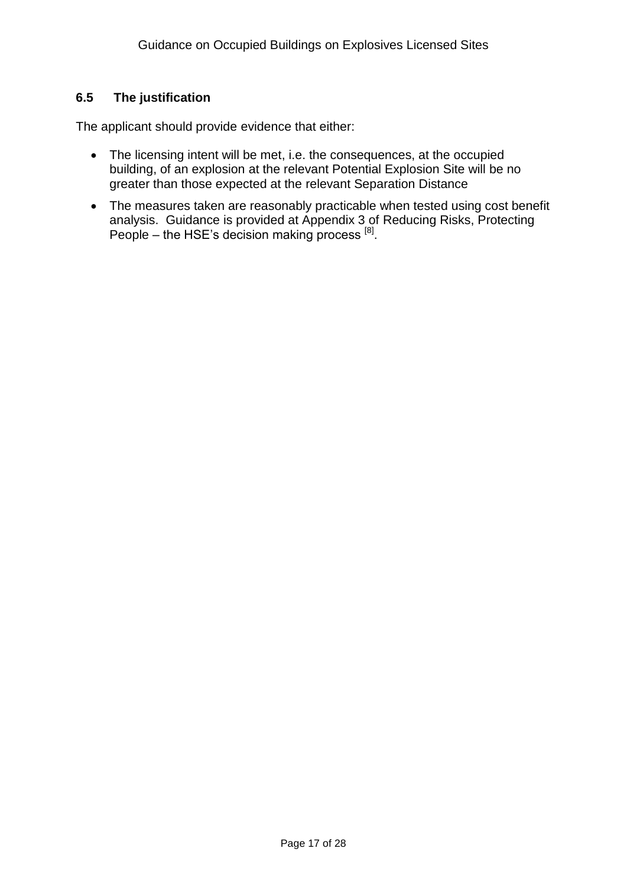### 6.5 The justification

The applicant should provide evidence that either:

- The licensing intent will be met, i.e. the consequences, at the occupied building, of an explosion at the relevant Potential Explosion Site will be no greater than those expected at the relevant Separation Distance
- The measures taken are reasonably practicable when tested using cost benefit analysis. Guidance is provided at Appendix 3 of Reducing Risks, Protecting People – the HSE's decision making process [8].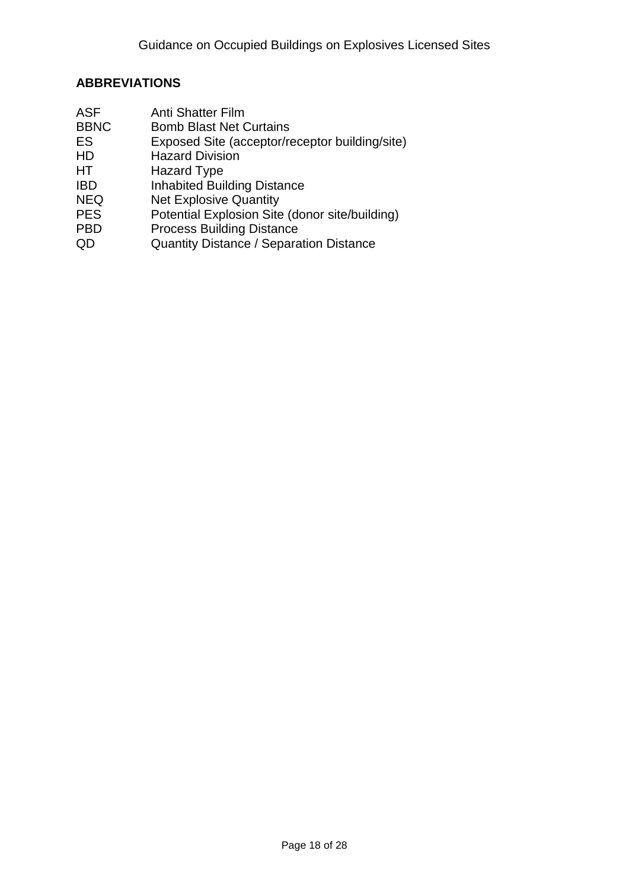## ABBREVIATIONS

| | |
|---|---|
| ASF | Anti Shatter Film |
| BBNC | Bomb Blast Net Curtains |
| ES | Exposed Site (acceptor/receptor building/site) |
| HD | Hazard Division |
| HT | Hazard Type |
| IBD | Inhabited Building Distance |
| NEQ | Net Explosive Quantity |
| PES | Potential Explosion Site (donor site/building) |
| PBD | Process Building Distance |
| QD | Quantity Distance / Separation Distance |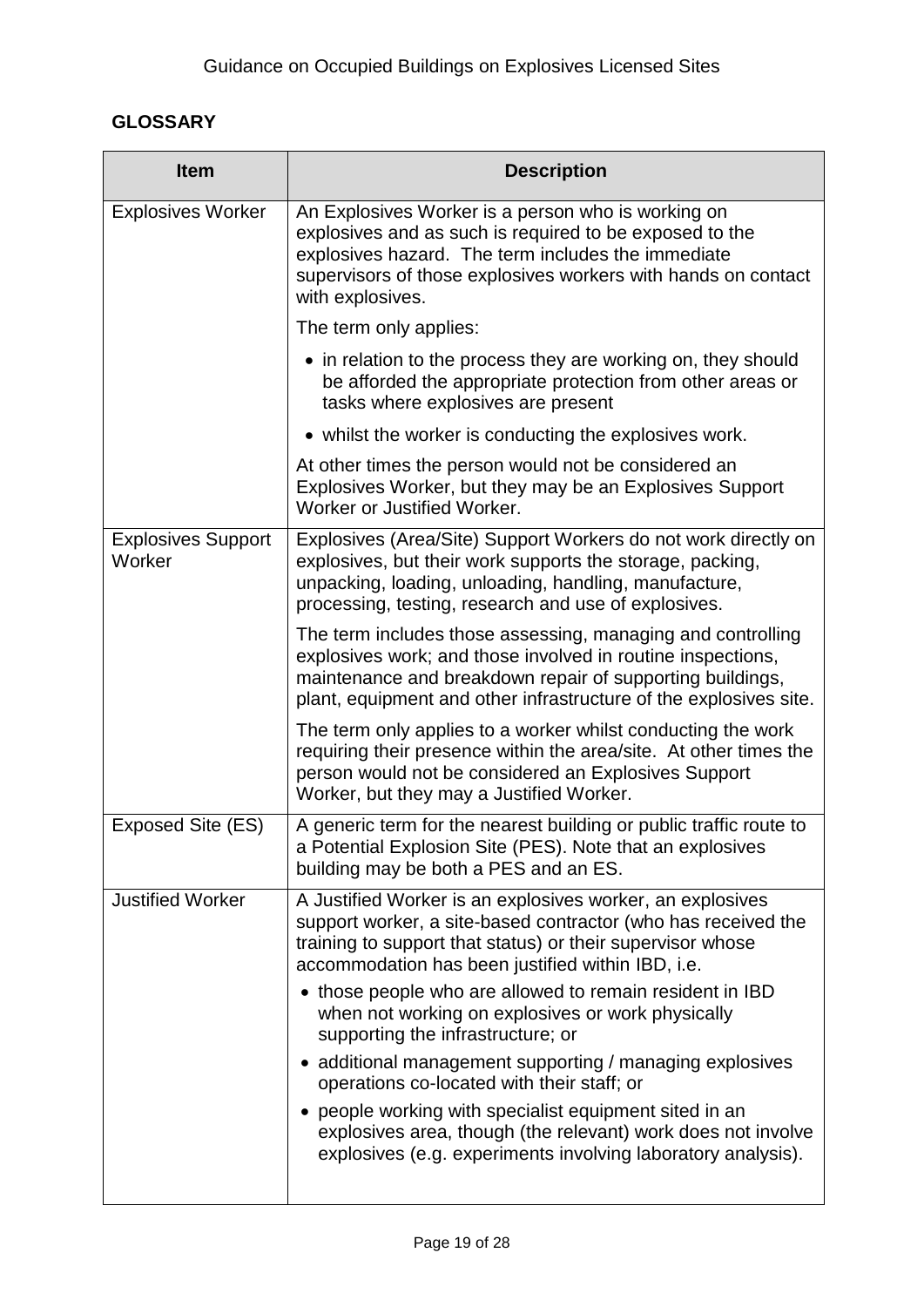## GLOSSARY

| Item | Description |
|---|---|
| Explosives Worker | An Explosives Worker is a person who is working on explosives and as such is required to be exposed to the explosives hazard. The term includes the immediate supervisors of those explosives workers with hands on contact with explosives.<br><br>The term only applies:<br><br>• in relation to the process they are working on, they should be afforded the appropriate protection from other areas or tasks where explosives are present<br><br>• whilst the worker is conducting the explosives work.<br><br>At other times the person would not be considered an Explosives Worker, but they may be an Explosives Support Worker or Justified Worker. |
| Explosives Support Worker | Explosives (Area/Site) Support Workers do not work directly on explosives, but their work supports the storage, packing, unpacking, loading, unloading, handling, manufacture, processing, testing, research and use of explosives.<br><br>The term includes those assessing, managing and controlling explosives work; and those involved in routine inspections, maintenance and breakdown repair of supporting buildings, plant, equipment and other infrastructure of the explosives site.<br><br>The term only applies to a worker whilst conducting the work requiring their presence within the area/site. At other times the person would not be considered an Explosives Support Worker, but they may a Justified Worker. |
| Exposed Site (ES) | A generic term for the nearest building or public traffic route to a Potential Explosion Site (PES). Note that an explosives building may be both a PES and an ES. |
| Justified Worker | A Justified Worker is an explosives worker, an explosives support worker, a site-based contractor (who has received the training to support that status) or their supervisor whose accommodation has been justified within IBD, i.e.<br><br>• those people who are allowed to remain resident in IBD when not working on explosives or work physically supporting the infrastructure; or<br><br>• additional management supporting / managing explosives operations co-located with their staff; or<br><br>• people working with specialist equipment sited in an explosives area, though (the relevant) work does not involve explosives (e.g. experiments involving laboratory analysis). |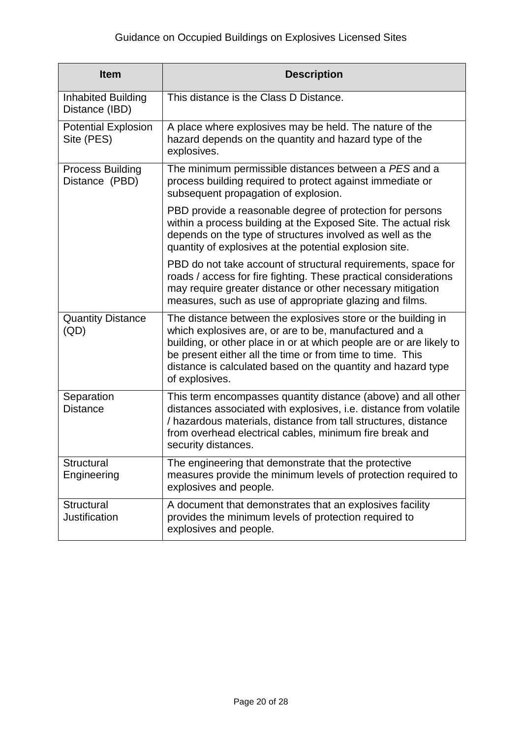| Item | Description |
|---|---|
| Inhabited Building Distance (IBD) | This distance is the Class D Distance. |
| Potential Explosion Site (PES) | A place where explosives may be held. The nature of the hazard depends on the quantity and hazard type of the explosives. |
| Process Building Distance (PBD) | The minimum permissible distances between a *PES* and a process building required to protect against immediate or subsequent propagation of explosion.<br><br>PBD provide a reasonable degree of protection for persons within a process building at the Exposed Site. The actual risk depends on the type of structures involved as well as the quantity of explosives at the potential explosion site.<br><br>PBD do not take account of structural requirements, space for roads / access for fire fighting. These practical considerations may require greater distance or other necessary mitigation measures, such as use of appropriate glazing and films. |
| Quantity Distance (QD) | The distance between the explosives store or the building in which explosives are, or are to be, manufactured and a building, or other place in or at which people are or are likely to be present either all the time or from time to time. This distance is calculated based on the quantity and hazard type of explosives. |
| Separation Distance | This term encompasses quantity distance (above) and all other distances associated with explosives, i.e. distance from volatile / hazardous materials, distance from tall structures, distance from overhead electrical cables, minimum fire break and security distances. |
| Structural Engineering | The engineering that demonstrate that the protective measures provide the minimum levels of protection required to explosives and people. |
| Structural Justification | A document that demonstrates that an explosives facility provides the minimum levels of protection required to explosives and people. |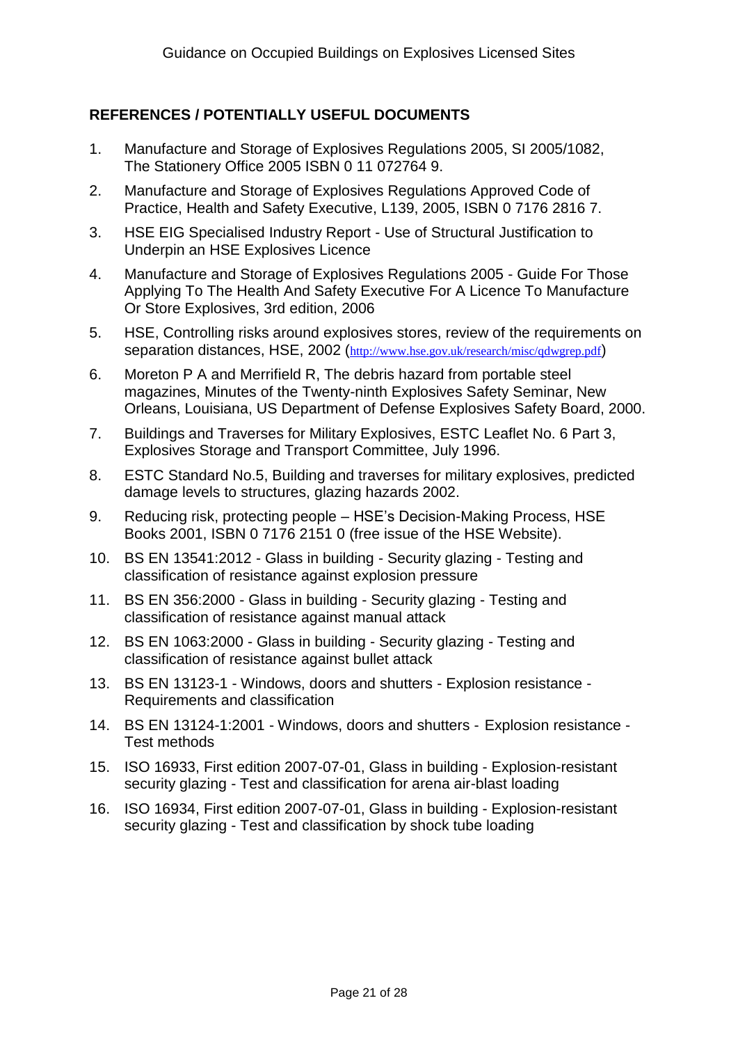## REFERENCES / POTENTIALLY USEFUL DOCUMENTS

1. Manufacture and Storage of Explosives Regulations 2005, SI 2005/1082, The Stationery Office 2005 ISBN 0 11 072764 9.
2. Manufacture and Storage of Explosives Regulations Approved Code of Practice, Health and Safety Executive, L139, 2005, ISBN 0 7176 2816 7.
3. HSE EIG Specialised Industry Report - Use of Structural Justification to Underpin an HSE Explosives Licence
4. Manufacture and Storage of Explosives Regulations 2005 - Guide For Those Applying To The Health And Safety Executive For A Licence To Manufacture Or Store Explosives, 3rd edition, 2006
5. HSE, Controlling risks around explosives stores, review of the requirements on separation distances, HSE, 2002 (http://www.hse.gov.uk/research/misc/qdwgrep.pdf)
6. Moreton P A and Merrifield R, The debris hazard from portable steel magazines, Minutes of the Twenty-ninth Explosives Safety Seminar, New Orleans, Louisiana, US Department of Defense Explosives Safety Board, 2000.
7. Buildings and Traverses for Military Explosives, ESTC Leaflet No. 6 Part 3, Explosives Storage and Transport Committee, July 1996.
8. ESTC Standard No.5, Building and traverses for military explosives, predicted damage levels to structures, glazing hazards 2002.
9. Reducing risk, protecting people – HSE's Decision-Making Process, HSE Books 2001, ISBN 0 7176 2151 0 (free issue of the HSE Website).
10. BS EN 13541:2012 - Glass in building - Security glazing - Testing and classification of resistance against explosion pressure
11. BS EN 356:2000 - Glass in building - Security glazing - Testing and classification of resistance against manual attack
12. BS EN 1063:2000 - Glass in building - Security glazing - Testing and classification of resistance against bullet attack
13. BS EN 13123-1 - Windows, doors and shutters - Explosion resistance - Requirements and classification
14. BS EN 13124-1:2001 - Windows, doors and shutters - Explosion resistance - Test methods
15. ISO 16933, First edition 2007-07-01, Glass in building - Explosion-resistant security glazing - Test and classification for arena air-blast loading
16. ISO 16934, First edition 2007-07-01, Glass in building - Explosion-resistant security glazing - Test and classification by shock tube loading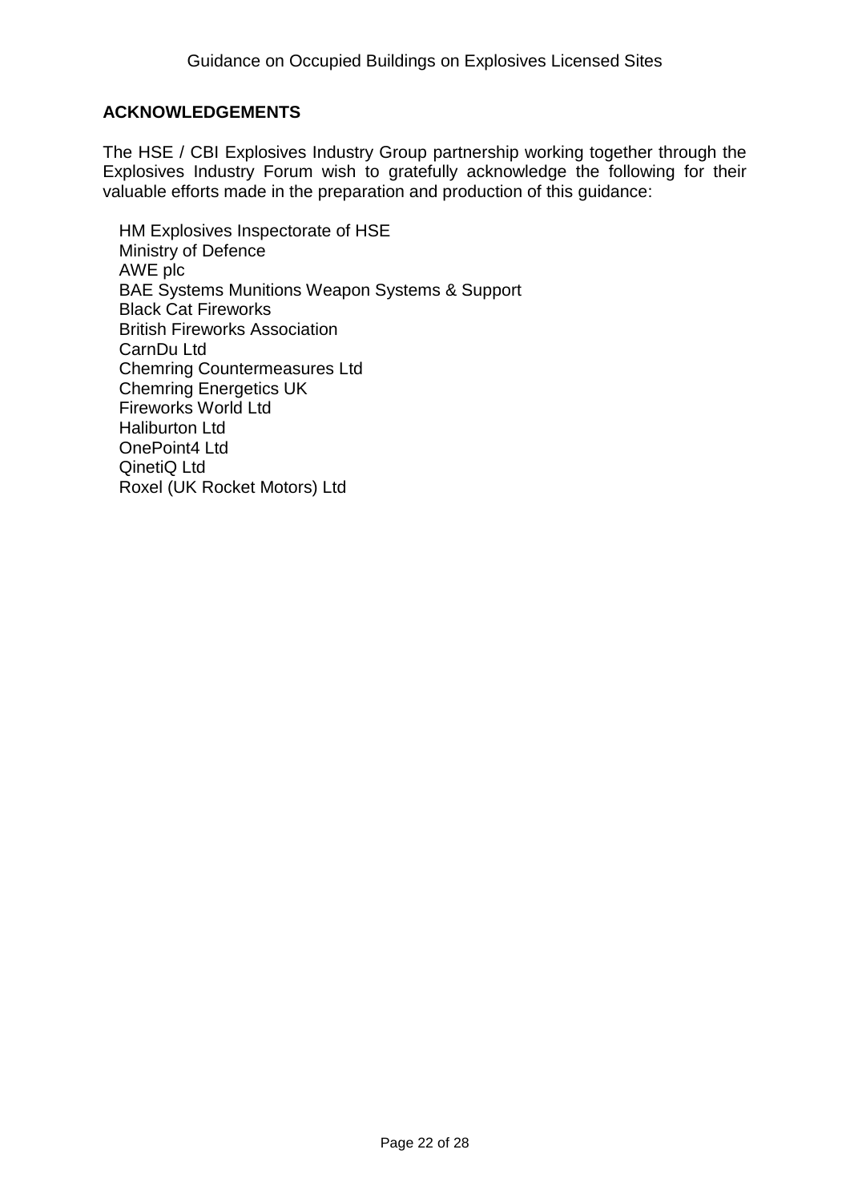## ACKNOWLEDGEMENTS

The HSE / CBI Explosives Industry Group partnership working together through the Explosives Industry Forum wish to gratefully acknowledge the following for their valuable efforts made in the preparation and production of this guidance:

HM Explosives Inspectorate of HSE
Ministry of Defence
AWE plc
BAE Systems Munitions Weapon Systems & Support
Black Cat Fireworks
British Fireworks Association
CarnDu Ltd
Chemring Countermeasures Ltd
Chemring Energetics UK
Fireworks World Ltd
Haliburton Ltd
OnePoint4 Ltd
QinetiQ Ltd
Roxel (UK Rocket Motors) Ltd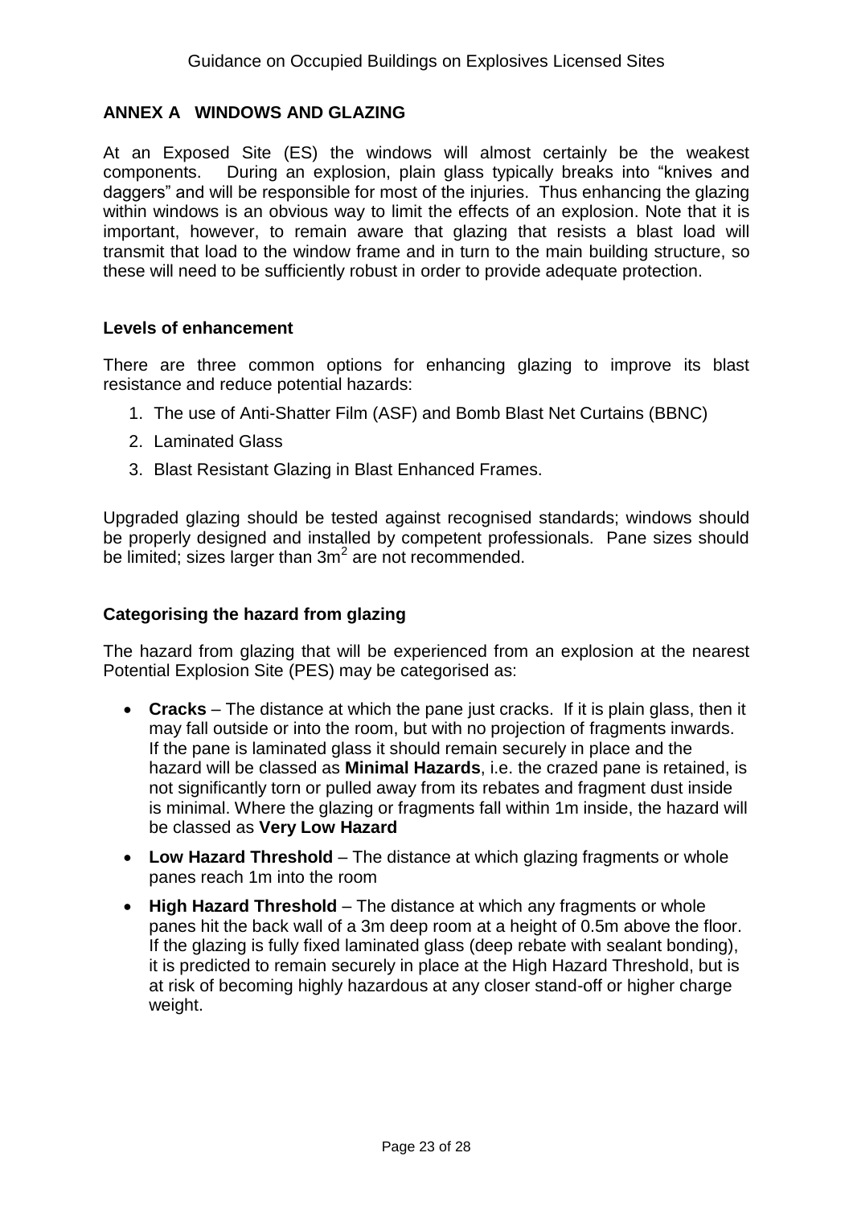## ANNEX A WINDOWS AND GLAZING

At an Exposed Site (ES) the windows will almost certainly be the weakest components. During an explosion, plain glass typically breaks into "knives and daggers" and will be responsible for most of the injuries. Thus enhancing the glazing within windows is an obvious way to limit the effects of an explosion. Note that it is important, however, to remain aware that glazing that resists a blast load will transmit that load to the window frame and in turn to the main building structure, so these will need to be sufficiently robust in order to provide adequate protection.

### Levels of enhancement

There are three common options for enhancing glazing to improve its blast resistance and reduce potential hazards:

1. The use of Anti-Shatter Film (ASF) and Bomb Blast Net Curtains (BBNC)
2. Laminated Glass
3. Blast Resistant Glazing in Blast Enhanced Frames.

Upgraded glazing should be tested against recognised standards; windows should be properly designed and installed by competent professionals. Pane sizes should be limited; sizes larger than $3m^2$ are not recommended.

### Categorising the hazard from glazing

The hazard from glazing that will be experienced from an explosion at the nearest Potential Explosion Site (PES) may be categorised as:

- **Cracks** – The distance at which the pane just cracks. If it is plain glass, then it may fall outside or into the room, but with no projection of fragments inwards. If the pane is laminated glass it should remain securely in place and the hazard will be classed as **Minimal Hazards**, i.e. the crazed pane is retained, is not significantly torn or pulled away from its rebates and fragment dust inside is minimal. Where the glazing or fragments fall within 1m inside, the hazard will be classed as **Very Low Hazard**
- **Low Hazard Threshold** – The distance at which glazing fragments or whole panes reach 1m into the room
- **High Hazard Threshold** – The distance at which any fragments or whole panes hit the back wall of a 3m deep room at a height of 0.5m above the floor. If the glazing is fully fixed laminated glass (deep rebate with sealant bonding), it is predicted to remain securely in place at the High Hazard Threshold, but is at risk of becoming highly hazardous at any closer stand-off or higher charge weight.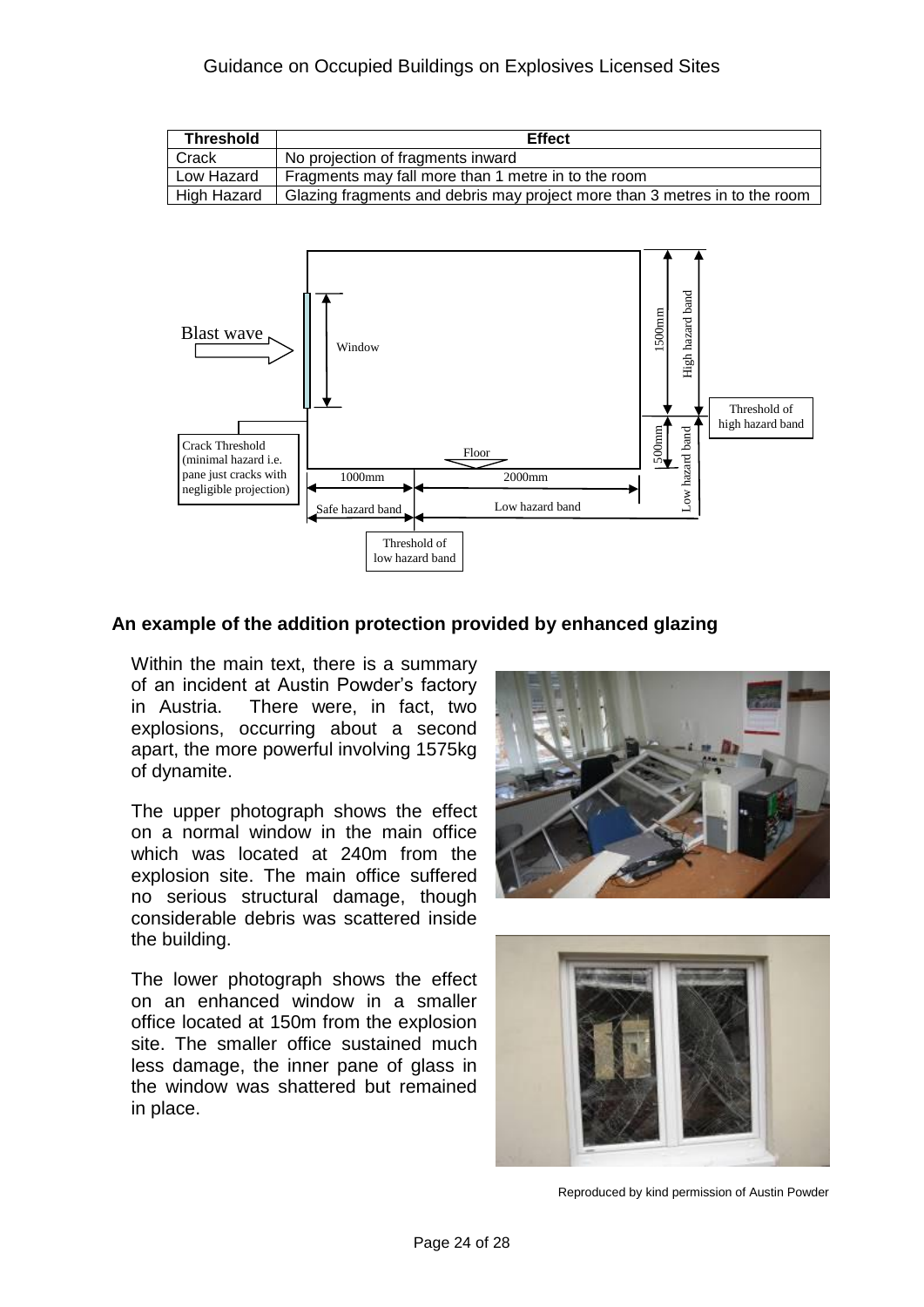| Threshold | Effect |
|---|---|
| Crack | No projection of fragments inward |
| Low Hazard | Fragments may fall more than 1 metre in to the room |
| High Hazard | Glazing fragments and debris may project more than 3 metres in to the room |

Blast wave

Window

Floor

Crack Threshold (minimal hazard i.e. pane just cracks with negligible projection)

1000mm

2000mm

Safe hazard band

Low hazard band

Threshold of low hazard band

1500mm

High hazard band

500mm

Low hazard band

Threshold of high hazard band

**An example of the addition protection provided by enhanced glazing**

Within the main text, there is a summary of an incident at Austin Powder's factory in Austria. There were, in fact, two explosions, occurring about a second apart, the more powerful involving 1575kg of dynamite.

The upper photograph shows the effect on a normal window in the main office which was located at 240m from the explosion site. The main office suffered no serious structural damage, though considerable debris was scattered inside the building.

The lower photograph shows the effect on an enhanced window in a smaller office located at 150m from the explosion site. The smaller office sustained much less damage, the inner pane of glass in the window was shattered but remained in place.

Reproduced by kind permission of Austin Powder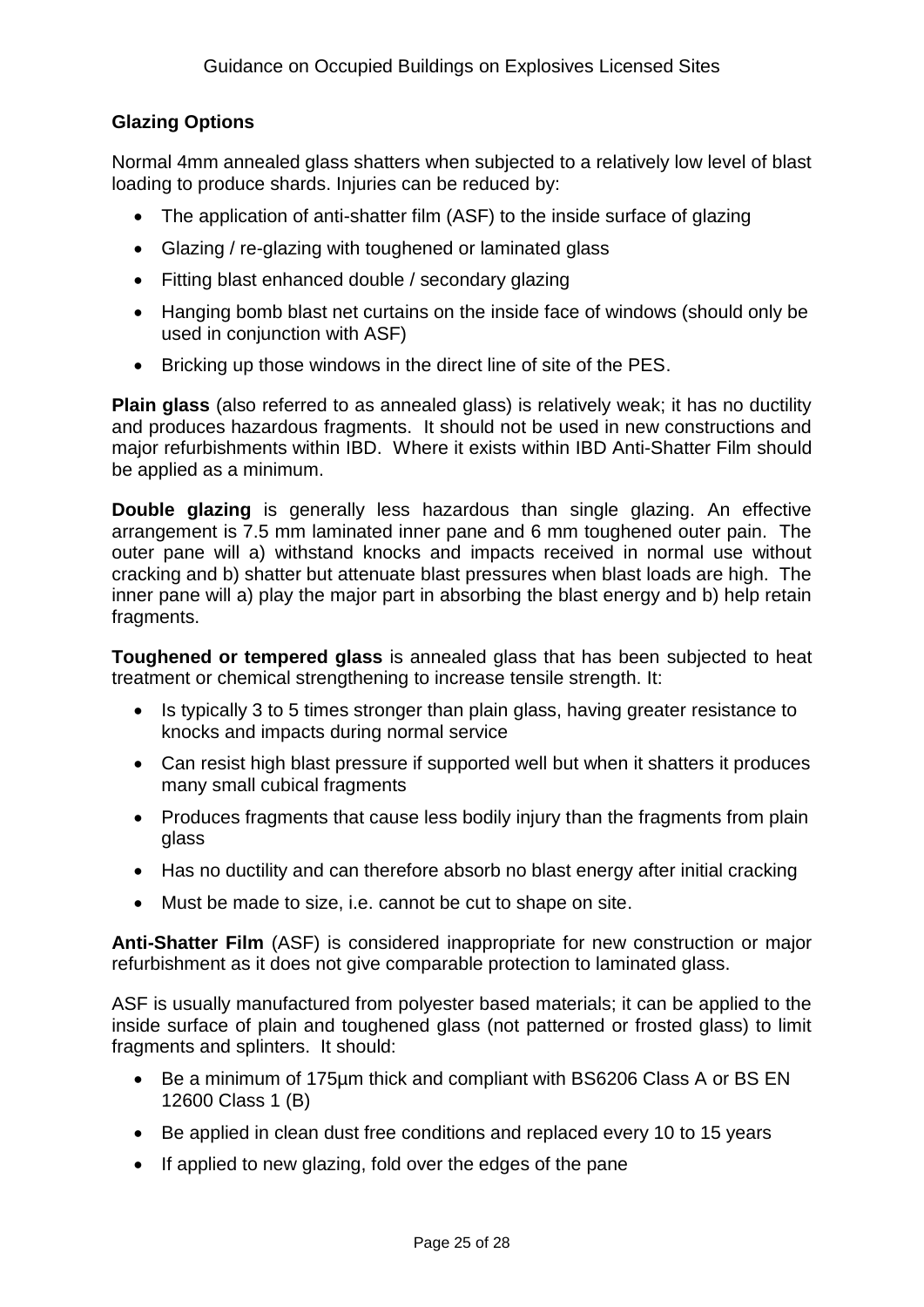### Glazing Options

Normal 4mm annealed glass shatters when subjected to a relatively low level of blast loading to produce shards. Injuries can be reduced by:

- The application of anti-shatter film (ASF) to the inside surface of glazing
- Glazing / re-glazing with toughened or laminated glass
- Fitting blast enhanced double / secondary glazing
- Hanging bomb blast net curtains on the inside face of windows (should only be used in conjunction with ASF)
- Bricking up those windows in the direct line of site of the PES.

**Plain glass** (also referred to as annealed glass) is relatively weak; it has no ductility and produces hazardous fragments. It should not be used in new constructions and major refurbishments within IBD. Where it exists within IBD Anti-Shatter Film should be applied as a minimum.

**Double glazing** is generally less hazardous than single glazing. An effective arrangement is 7.5 mm laminated inner pane and 6 mm toughened outer pain. The outer pane will a) withstand knocks and impacts received in normal use without cracking and b) shatter but attenuate blast pressures when blast loads are high. The inner pane will a) play the major part in absorbing the blast energy and b) help retain fragments.

**Toughened or tempered glass** is annealed glass that has been subjected to heat treatment or chemical strengthening to increase tensile strength. It:

- Is typically 3 to 5 times stronger than plain glass, having greater resistance to knocks and impacts during normal service
- Can resist high blast pressure if supported well but when it shatters it produces many small cubical fragments
- Produces fragments that cause less bodily injury than the fragments from plain glass
- Has no ductility and can therefore absorb no blast energy after initial cracking
- Must be made to size, i.e. cannot be cut to shape on site.

**Anti-Shatter Film** (ASF) is considered inappropriate for new construction or major refurbishment as it does not give comparable protection to laminated glass.

ASF is usually manufactured from polyester based materials; it can be applied to the inside surface of plain and toughened glass (not patterned or frosted glass) to limit fragments and splinters. It should:

- Be a minimum of 175µm thick and compliant with BS6206 Class A or BS EN 12600 Class 1 (B)
- Be applied in clean dust free conditions and replaced every 10 to 15 years
- If applied to new glazing, fold over the edges of the pane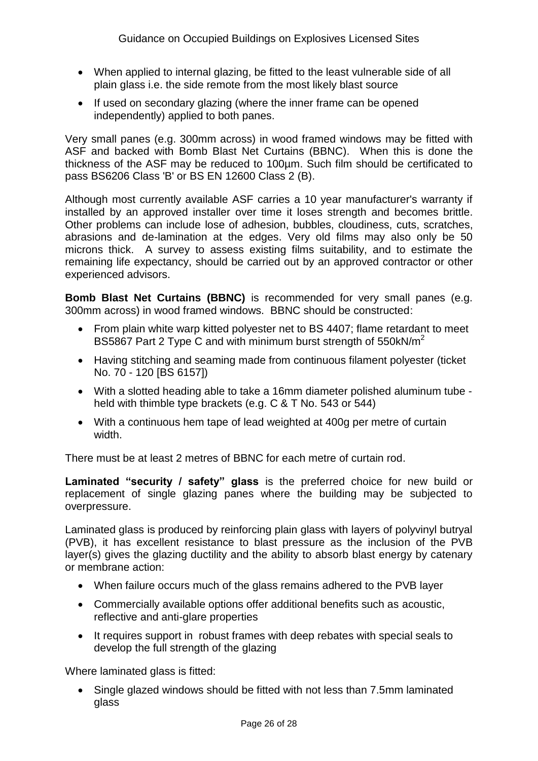- When applied to internal glazing, be fitted to the least vulnerable side of all plain glass i.e. the side remote from the most likely blast source
- If used on secondary glazing (where the inner frame can be opened independently) applied to both panes.

Very small panes (e.g. 300mm across) in wood framed windows may be fitted with ASF and backed with Bomb Blast Net Curtains (BBNC). When this is done the thickness of the ASF may be reduced to 100µm. Such film should be certificated to pass BS6206 Class 'B' or BS EN 12600 Class 2 (B).

Although most currently available ASF carries a 10 year manufacturer's warranty if installed by an approved installer over time it loses strength and becomes brittle. Other problems can include lose of adhesion, bubbles, cloudiness, cuts, scratches, abrasions and de-lamination at the edges. Very old films may also only be 50 microns thick. A survey to assess existing films suitability, and to estimate the remaining life expectancy, should be carried out by an approved contractor or other experienced advisors.

**Bomb Blast Net Curtains (BBNC)** is recommended for very small panes (e.g. 300mm across) in wood framed windows. BBNC should be constructed:

- From plain white warp kitted polyester net to BS 4407; flame retardant to meet BS5867 Part 2 Type C and with minimum burst strength of 550kN/m$^2$
- Having stitching and seaming made from continuous filament polyester (ticket No. 70 - 120 [BS 6157])
- With a slotted heading able to take a 16mm diameter polished aluminum tube - held with thimble type brackets (e.g. C & T No. 543 or 544)
- With a continuous hem tape of lead weighted at 400g per metre of curtain width.

There must be at least 2 metres of BBNC for each metre of curtain rod.

**Laminated "security / safety" glass** is the preferred choice for new build or replacement of single glazing panes where the building may be subjected to overpressure.

Laminated glass is produced by reinforcing plain glass with layers of polyvinyl butryal (PVB), it has excellent resistance to blast pressure as the inclusion of the PVB layer(s) gives the glazing ductility and the ability to absorb blast energy by catenary or membrane action:

- When failure occurs much of the glass remains adhered to the PVB layer
- Commercially available options offer additional benefits such as acoustic, reflective and anti-glare properties
- It requires support in robust frames with deep rebates with special seals to develop the full strength of the glazing

Where laminated glass is fitted:

- Single glazed windows should be fitted with not less than 7.5mm laminated glass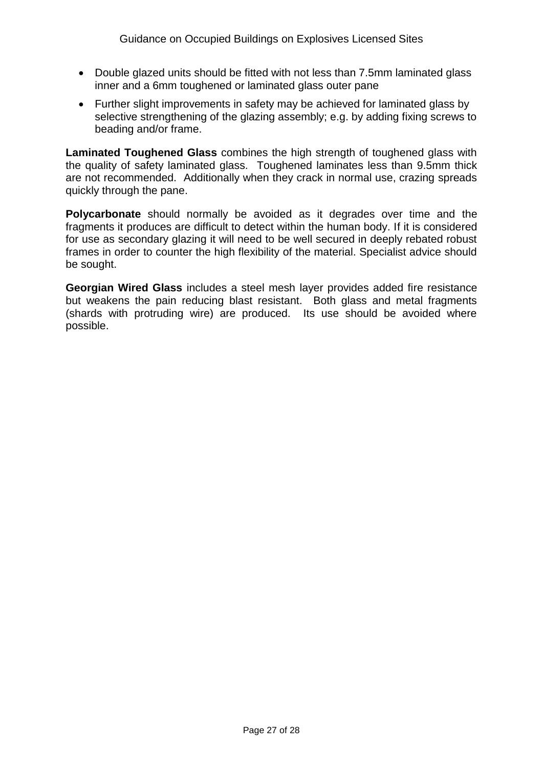- Double glazed units should be fitted with not less than 7.5mm laminated glass inner and a 6mm toughened or laminated glass outer pane
- Further slight improvements in safety may be achieved for laminated glass by selective strengthening of the glazing assembly; e.g. by adding fixing screws to beading and/or frame.

**Laminated Toughened Glass** combines the high strength of toughened glass with the quality of safety laminated glass. Toughened laminates less than 9.5mm thick are not recommended. Additionally when they crack in normal use, crazing spreads quickly through the pane.

**Polycarbonate** should normally be avoided as it degrades over time and the fragments it produces are difficult to detect within the human body. If it is considered for use as secondary glazing it will need to be well secured in deeply rebated robust frames in order to counter the high flexibility of the material. Specialist advice should be sought.

**Georgian Wired Glass** includes a steel mesh layer provides added fire resistance but weakens the pain reducing blast resistant. Both glass and metal fragments (shards with protruding wire) are produced. Its use should be avoided where possible.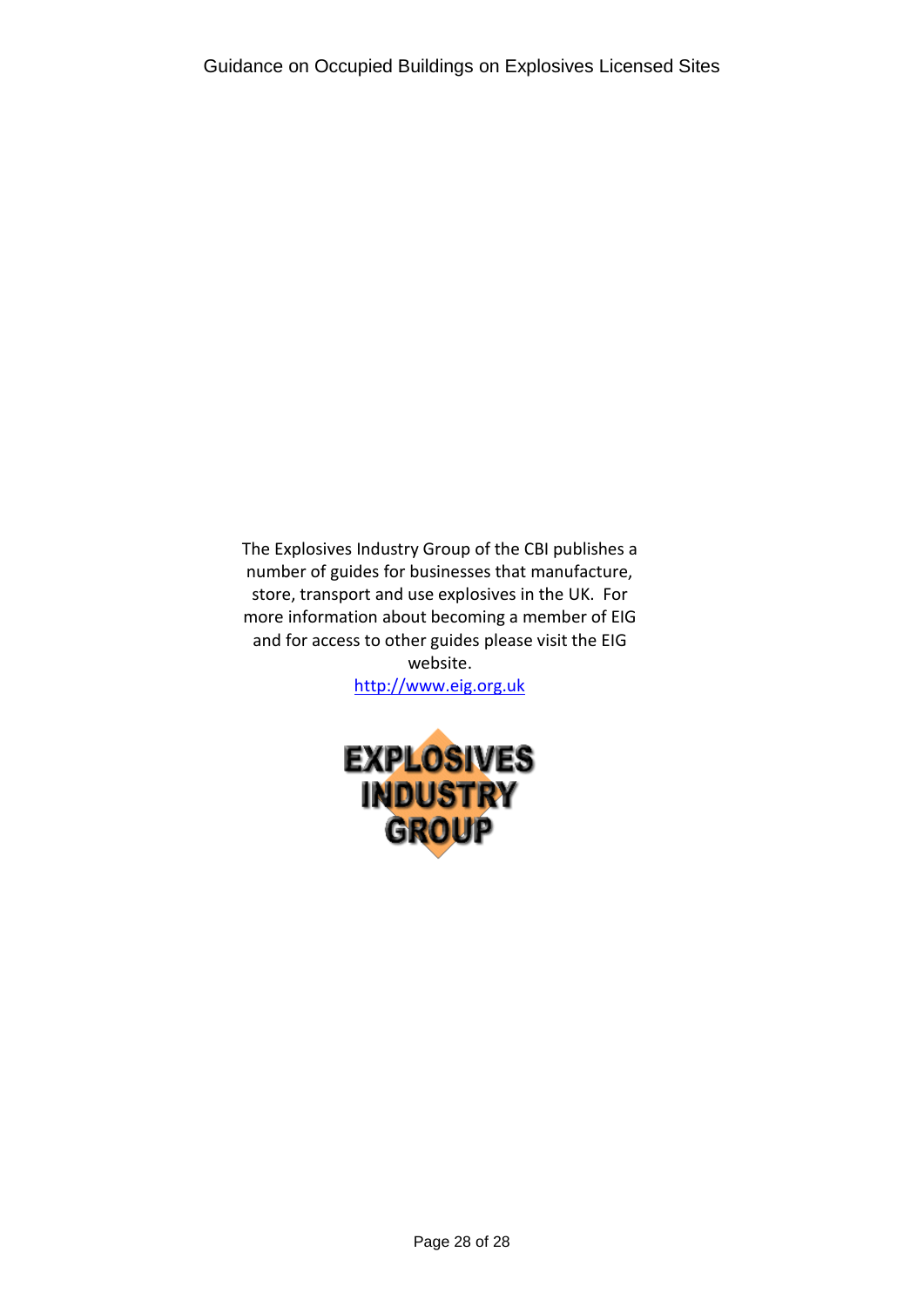The Explosives Industry Group of the CBI publishes a number of guides for businesses that manufacture, store, transport and use explosives in the UK. For more information about becoming a member of EIG and for access to other guides please visit the EIG website.

http://www.eig.org.uk

EXPLOSIVES INDUSTRY GROUP